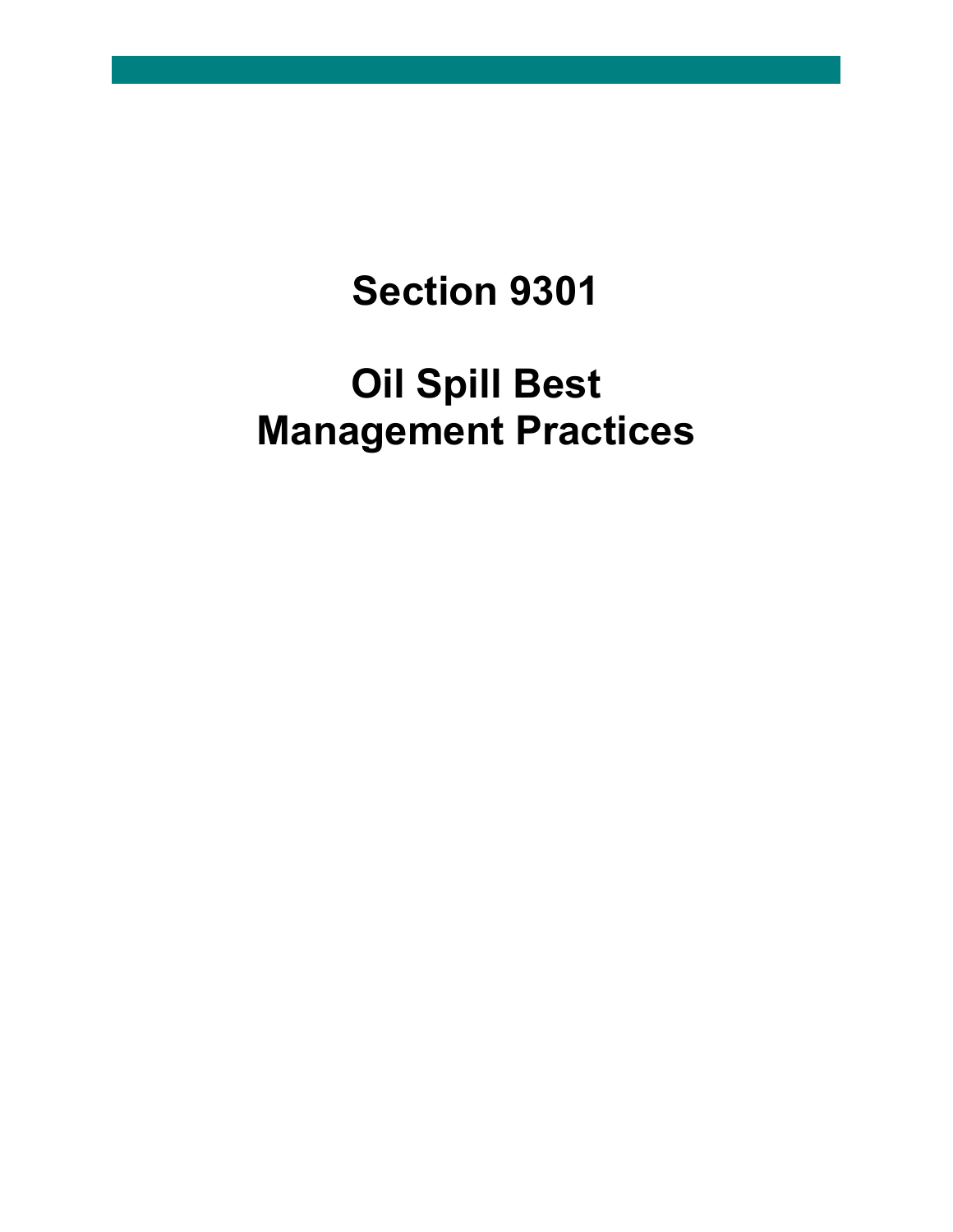# Section 9301

# Oil Spill Best Management Practices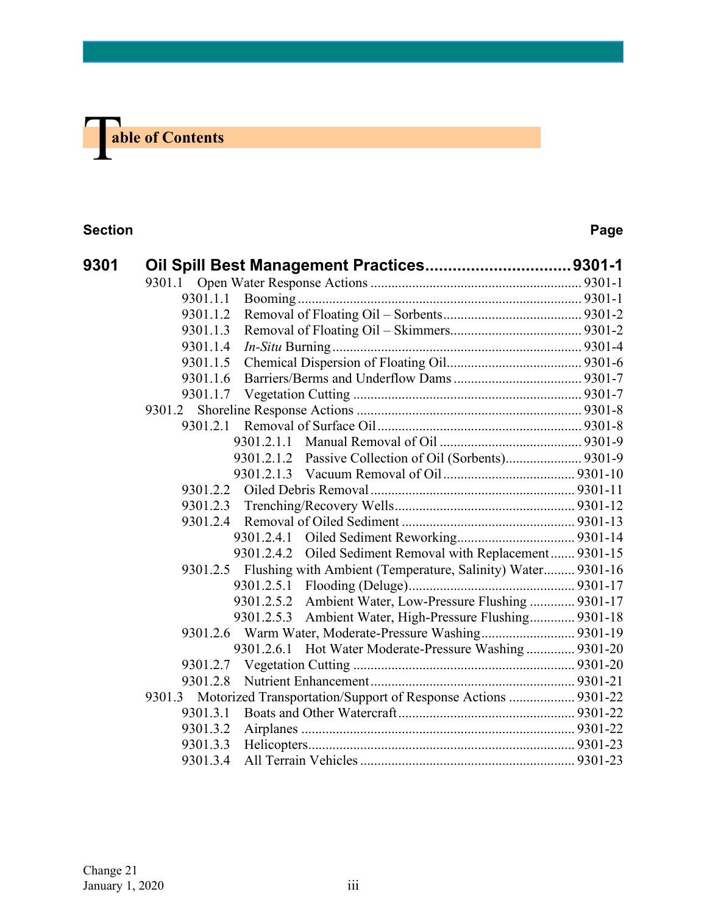# Table of Contents

| Section | | Page |
|---|---|---|
| **9301** | **Oil Spill Best Management Practices** | **9301-1** |
| 9301.1 | Open Water Response Actions | 9301-1 |
| 9301.1.1 | Booming | 9301-1 |
| 9301.1.2 | Removal of Floating Oil – Sorbents | 9301-2 |
| 9301.1.3 | Removal of Floating Oil – Skimmers | 9301-2 |
| 9301.1.4 | *In-Situ* Burning | 9301-4 |
| 9301.1.5 | Chemical Dispersion of Floating Oil | 9301-6 |
| 9301.1.6 | Barriers/Berms and Underflow Dams | 9301-7 |
| 9301.1.7 | Vegetation Cutting | 9301-7 |
| 9301.2 | Shoreline Response Actions | 9301-8 |
| 9301.2.1 | Removal of Surface Oil | 9301-8 |
| 9301.2.1.1 | Manual Removal of Oil | 9301-9 |
| 9301.2.1.2 | Passive Collection of Oil (Sorbents) | 9301-9 |
| 9301.2.1.3 | Vacuum Removal of Oil | 9301-10 |
| 9301.2.2 | Oiled Debris Removal | 9301-11 |
| 9301.2.3 | Trenching/Recovery Wells | 9301-12 |
| 9301.2.4 | Removal of Oiled Sediment | 9301-13 |
| 9301.2.4.1 | Oiled Sediment Reworking | 9301-14 |
| 9301.2.4.2 | Oiled Sediment Removal with Replacement | 9301-15 |
| 9301.2.5 | Flushing with Ambient (Temperature, Salinity) Water | 9301-16 |
| 9301.2.5.1 | Flooding (Deluge) | 9301-17 |
| 9301.2.5.2 | Ambient Water, Low-Pressure Flushing | 9301-17 |
| 9301.2.5.3 | Ambient Water, High-Pressure Flushing | 9301-18 |
| 9301.2.6 | Warm Water, Moderate-Pressure Washing | 9301-19 |
| 9301.2.6.1 | Hot Water Moderate-Pressure Washing | 9301-20 |
| 9301.2.7 | Vegetation Cutting | 9301-20 |
| 9301.2.8 | Nutrient Enhancement | 9301-21 |
| 9301.3 | Motorized Transportation/Support of Response Actions | 9301-22 |
| 9301.3.1 | Boats and Other Watercraft | 9301-22 |
| 9301.3.2 | Airplanes | 9301-22 |
| 9301.3.3 | Helicopters | 9301-23 |
| 9301.3.4 | All Terrain Vehicles | 9301-23 |

Change 21
January 1, 2020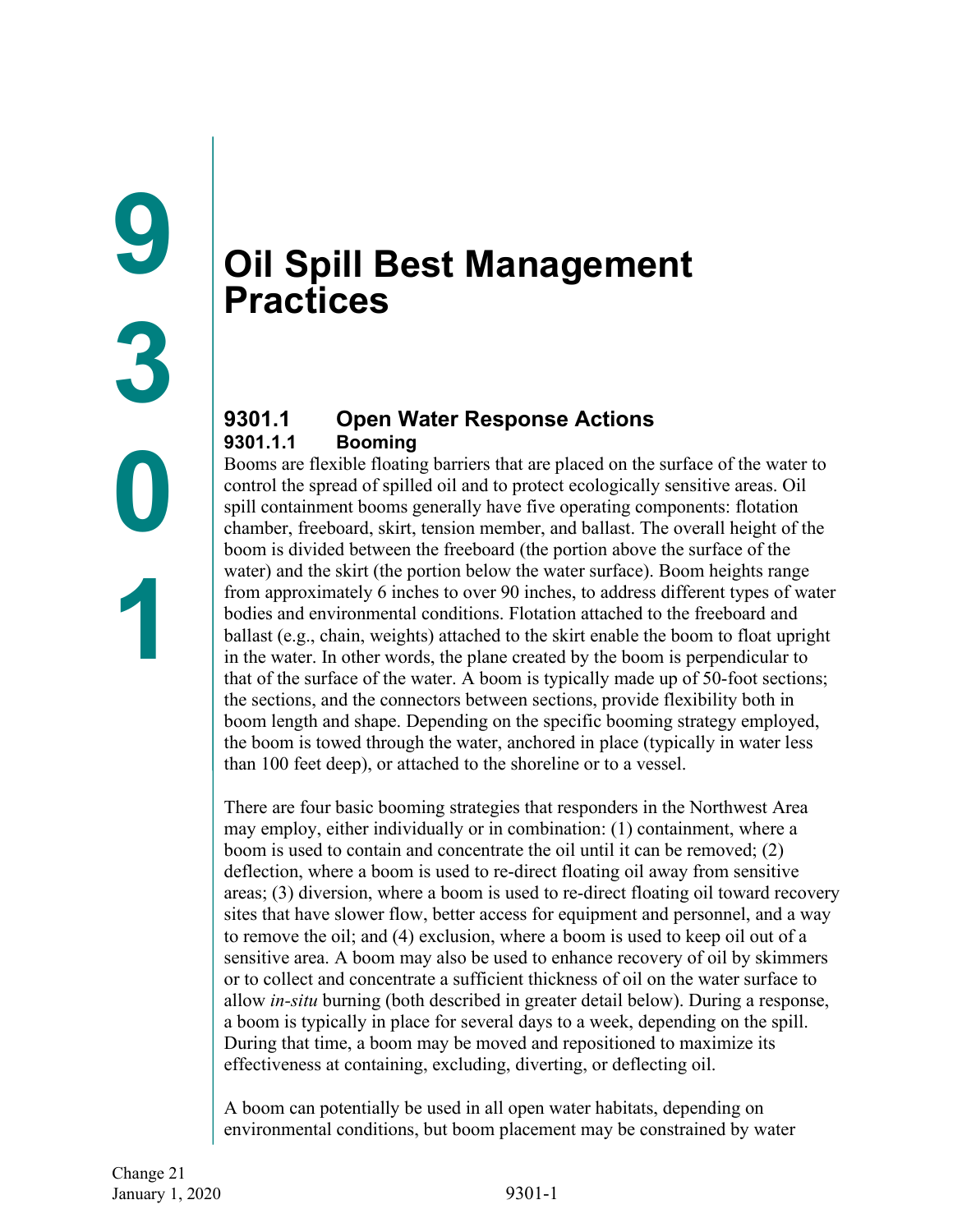# Oil Spill Best Management Practices

## 9301.1 Open Water Response Actions

### 9301.1.1 Booming

Booms are flexible floating barriers that are placed on the surface of the water to control the spread of spilled oil and to protect ecologically sensitive areas. Oil spill containment booms generally have five operating components: flotation chamber, freeboard, skirt, tension member, and ballast. The overall height of the boom is divided between the freeboard (the portion above the surface of the water) and the skirt (the portion below the water surface). Boom heights range from approximately 6 inches to over 90 inches, to address different types of water bodies and environmental conditions. Flotation attached to the freeboard and ballast (e.g., chain, weights) attached to the skirt enable the boom to float upright in the water. In other words, the plane created by the boom is perpendicular to that of the surface of the water. A boom is typically made up of 50-foot sections; the sections, and the connectors between sections, provide flexibility both in boom length and shape. Depending on the specific booming strategy employed, the boom is towed through the water, anchored in place (typically in water less than 100 feet deep), or attached to the shoreline or to a vessel.

There are four basic booming strategies that responders in the Northwest Area may employ, either individually or in combination: (1) containment, where a boom is used to contain and concentrate the oil until it can be removed; (2) deflection, where a boom is used to re-direct floating oil away from sensitive areas; (3) diversion, where a boom is used to re-direct floating oil toward recovery sites that have slower flow, better access for equipment and personnel, and a way to remove the oil; and (4) exclusion, where a boom is used to keep oil out of a sensitive area. A boom may also be used to enhance recovery of oil by skimmers or to collect and concentrate a sufficient thickness of oil on the water surface to allow *in-situ* burning (both described in greater detail below). During a response, a boom is typically in place for several days to a week, depending on the spill. During that time, a boom may be moved and repositioned to maximize its effectiveness at containing, excluding, diverting, or deflecting oil.

A boom can potentially be used in all open water habitats, depending on environmental conditions, but boom placement may be constrained by water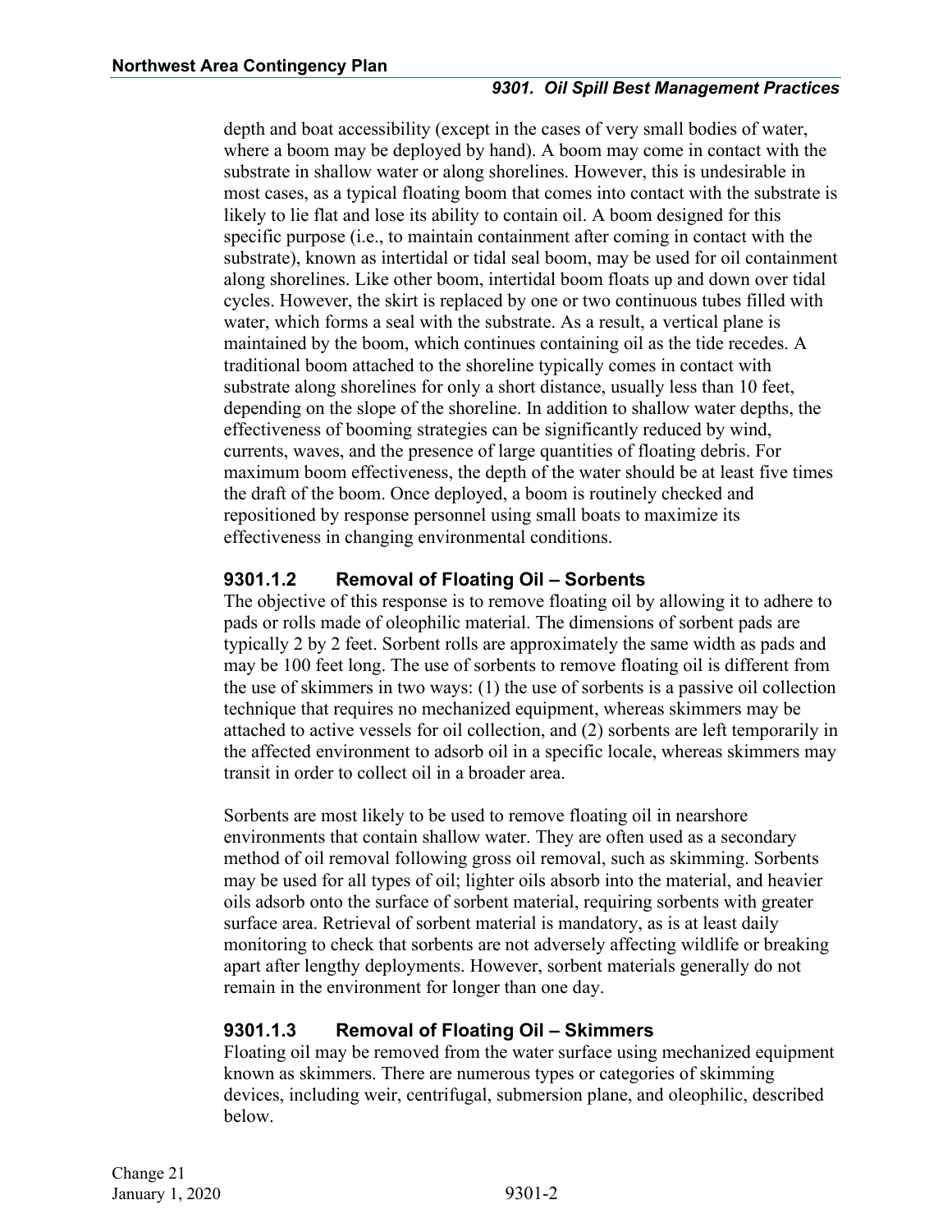depth and boat accessibility (except in the cases of very small bodies of water, where a boom may be deployed by hand). A boom may come in contact with the substrate in shallow water or along shorelines. However, this is undesirable in most cases, as a typical floating boom that comes into contact with the substrate is likely to lie flat and lose its ability to contain oil. A boom designed for this specific purpose (i.e., to maintain containment after coming in contact with the substrate), known as intertidal or tidal seal boom, may be used for oil containment along shorelines. Like other boom, intertidal boom floats up and down over tidal cycles. However, the skirt is replaced by one or two continuous tubes filled with water, which forms a seal with the substrate. As a result, a vertical plane is maintained by the boom, which continues containing oil as the tide recedes. A traditional boom attached to the shoreline typically comes in contact with substrate along shorelines for only a short distance, usually less than 10 feet, depending on the slope of the shoreline. In addition to shallow water depths, the effectiveness of booming strategies can be significantly reduced by wind, currents, waves, and the presence of large quantities of floating debris. For maximum boom effectiveness, the depth of the water should be at least five times the draft of the boom. Once deployed, a boom is routinely checked and repositioned by response personnel using small boats to maximize its effectiveness in changing environmental conditions.

### 9301.1.2 Removal of Floating Oil – Sorbents

The objective of this response is to remove floating oil by allowing it to adhere to pads or rolls made of oleophilic material. The dimensions of sorbent pads are typically 2 by 2 feet. Sorbent rolls are approximately the same width as pads and may be 100 feet long. The use of sorbents to remove floating oil is different from the use of skimmers in two ways: (1) the use of sorbents is a passive oil collection technique that requires no mechanized equipment, whereas skimmers may be attached to active vessels for oil collection, and (2) sorbents are left temporarily in the affected environment to adsorb oil in a specific locale, whereas skimmers may transit in order to collect oil in a broader area.

Sorbents are most likely to be used to remove floating oil in nearshore environments that contain shallow water. They are often used as a secondary method of oil removal following gross oil removal, such as skimming. Sorbents may be used for all types of oil; lighter oils absorb into the material, and heavier oils adsorb onto the surface of sorbent material, requiring sorbents with greater surface area. Retrieval of sorbent material is mandatory, as is at least daily monitoring to check that sorbents are not adversely affecting wildlife or breaking apart after lengthy deployments. However, sorbent materials generally do not remain in the environment for longer than one day.

### 9301.1.3 Removal of Floating Oil – Skimmers

Floating oil may be removed from the water surface using mechanized equipment known as skimmers. There are numerous types or categories of skimming devices, including weir, centrifugal, submersion plane, and oleophilic, described below.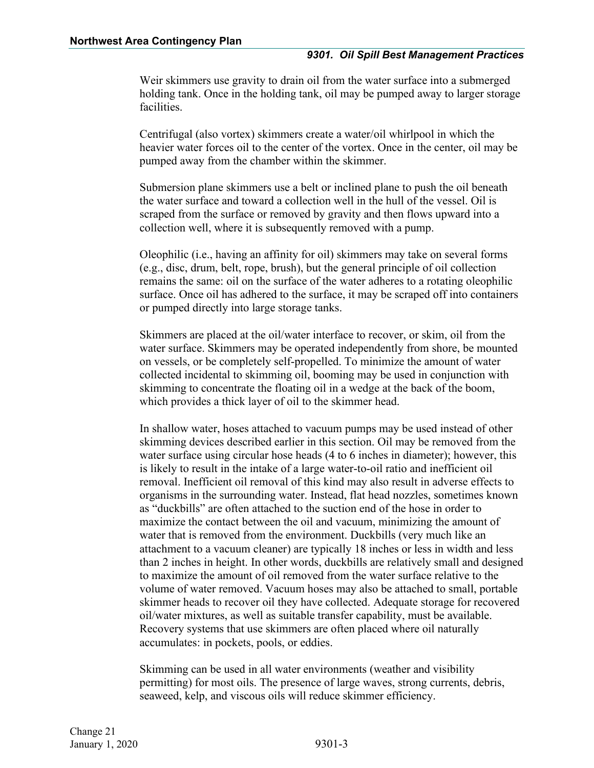Weir skimmers use gravity to drain oil from the water surface into a submerged holding tank. Once in the holding tank, oil may be pumped away to larger storage facilities.

Centrifugal (also vortex) skimmers create a water/oil whirlpool in which the heavier water forces oil to the center of the vortex. Once in the center, oil may be pumped away from the chamber within the skimmer.

Submersion plane skimmers use a belt or inclined plane to push the oil beneath the water surface and toward a collection well in the hull of the vessel. Oil is scraped from the surface or removed by gravity and then flows upward into a collection well, where it is subsequently removed with a pump.

Oleophilic (i.e., having an affinity for oil) skimmers may take on several forms (e.g., disc, drum, belt, rope, brush), but the general principle of oil collection remains the same: oil on the surface of the water adheres to a rotating oleophilic surface. Once oil has adhered to the surface, it may be scraped off into containers or pumped directly into large storage tanks.

Skimmers are placed at the oil/water interface to recover, or skim, oil from the water surface. Skimmers may be operated independently from shore, be mounted on vessels, or be completely self-propelled. To minimize the amount of water collected incidental to skimming oil, booming may be used in conjunction with skimming to concentrate the floating oil in a wedge at the back of the boom, which provides a thick layer of oil to the skimmer head.

In shallow water, hoses attached to vacuum pumps may be used instead of other skimming devices described earlier in this section. Oil may be removed from the water surface using circular hose heads (4 to 6 inches in diameter); however, this is likely to result in the intake of a large water-to-oil ratio and inefficient oil removal. Inefficient oil removal of this kind may also result in adverse effects to organisms in the surrounding water. Instead, flat head nozzles, sometimes known as "duckbills" are often attached to the suction end of the hose in order to maximize the contact between the oil and vacuum, minimizing the amount of water that is removed from the environment. Duckbills (very much like an attachment to a vacuum cleaner) are typically 18 inches or less in width and less than 2 inches in height. In other words, duckbills are relatively small and designed to maximize the amount of oil removed from the water surface relative to the volume of water removed. Vacuum hoses may also be attached to small, portable skimmer heads to recover oil they have collected. Adequate storage for recovered oil/water mixtures, as well as suitable transfer capability, must be available. Recovery systems that use skimmers are often placed where oil naturally accumulates: in pockets, pools, or eddies.

Skimming can be used in all water environments (weather and visibility permitting) for most oils. The presence of large waves, strong currents, debris, seaweed, kelp, and viscous oils will reduce skimmer efficiency.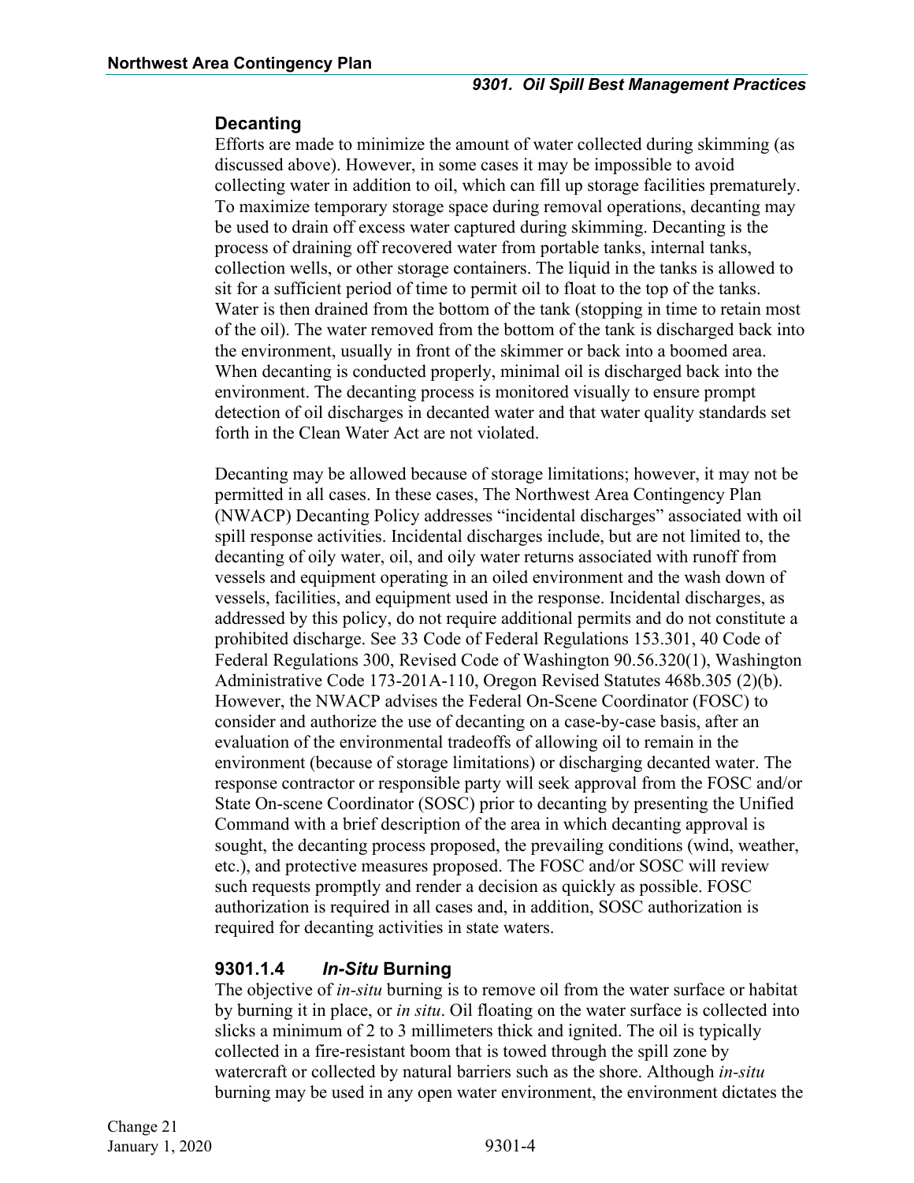### Decanting

Efforts are made to minimize the amount of water collected during skimming (as discussed above). However, in some cases it may be impossible to avoid collecting water in addition to oil, which can fill up storage facilities prematurely. To maximize temporary storage space during removal operations, decanting may be used to drain off excess water captured during skimming. Decanting is the process of draining off recovered water from portable tanks, internal tanks, collection wells, or other storage containers. The liquid in the tanks is allowed to sit for a sufficient period of time to permit oil to float to the top of the tanks. Water is then drained from the bottom of the tank (stopping in time to retain most of the oil). The water removed from the bottom of the tank is discharged back into the environment, usually in front of the skimmer or back into a boomed area. When decanting is conducted properly, minimal oil is discharged back into the environment. The decanting process is monitored visually to ensure prompt detection of oil discharges in decanted water and that water quality standards set forth in the Clean Water Act are not violated.

Decanting may be allowed because of storage limitations; however, it may not be permitted in all cases. In these cases, The Northwest Area Contingency Plan (NWACP) Decanting Policy addresses "incidental discharges" associated with oil spill response activities. Incidental discharges include, but are not limited to, the decanting of oily water, oil, and oily water returns associated with runoff from vessels and equipment operating in an oiled environment and the wash down of vessels, facilities, and equipment used in the response. Incidental discharges, as addressed by this policy, do not require additional permits and do not constitute a prohibited discharge. See 33 Code of Federal Regulations 153.301, 40 Code of Federal Regulations 300, Revised Code of Washington 90.56.320(1), Washington Administrative Code 173-201A-110, Oregon Revised Statutes 468b.305 (2)(b). However, the NWACP advises the Federal On-Scene Coordinator (FOSC) to consider and authorize the use of decanting on a case-by-case basis, after an evaluation of the environmental tradeoffs of allowing oil to remain in the environment (because of storage limitations) or discharging decanted water. The response contractor or responsible party will seek approval from the FOSC and/or State On-scene Coordinator (SOSC) prior to decanting by presenting the Unified Command with a brief description of the area in which decanting approval is sought, the decanting process proposed, the prevailing conditions (wind, weather, etc.), and protective measures proposed. The FOSC and/or SOSC will review such requests promptly and render a decision as quickly as possible. FOSC authorization is required in all cases and, in addition, SOSC authorization is required for decanting activities in state waters.

### 9301.1.4 *In-Situ* Burning

The objective of *in-situ* burning is to remove oil from the water surface or habitat by burning it in place, or *in situ*. Oil floating on the water surface is collected into slicks a minimum of 2 to 3 millimeters thick and ignited. The oil is typically collected in a fire-resistant boom that is towed through the spill zone by watercraft or collected by natural barriers such as the shore. Although *in-situ* burning may be used in any open water environment, the environment dictates the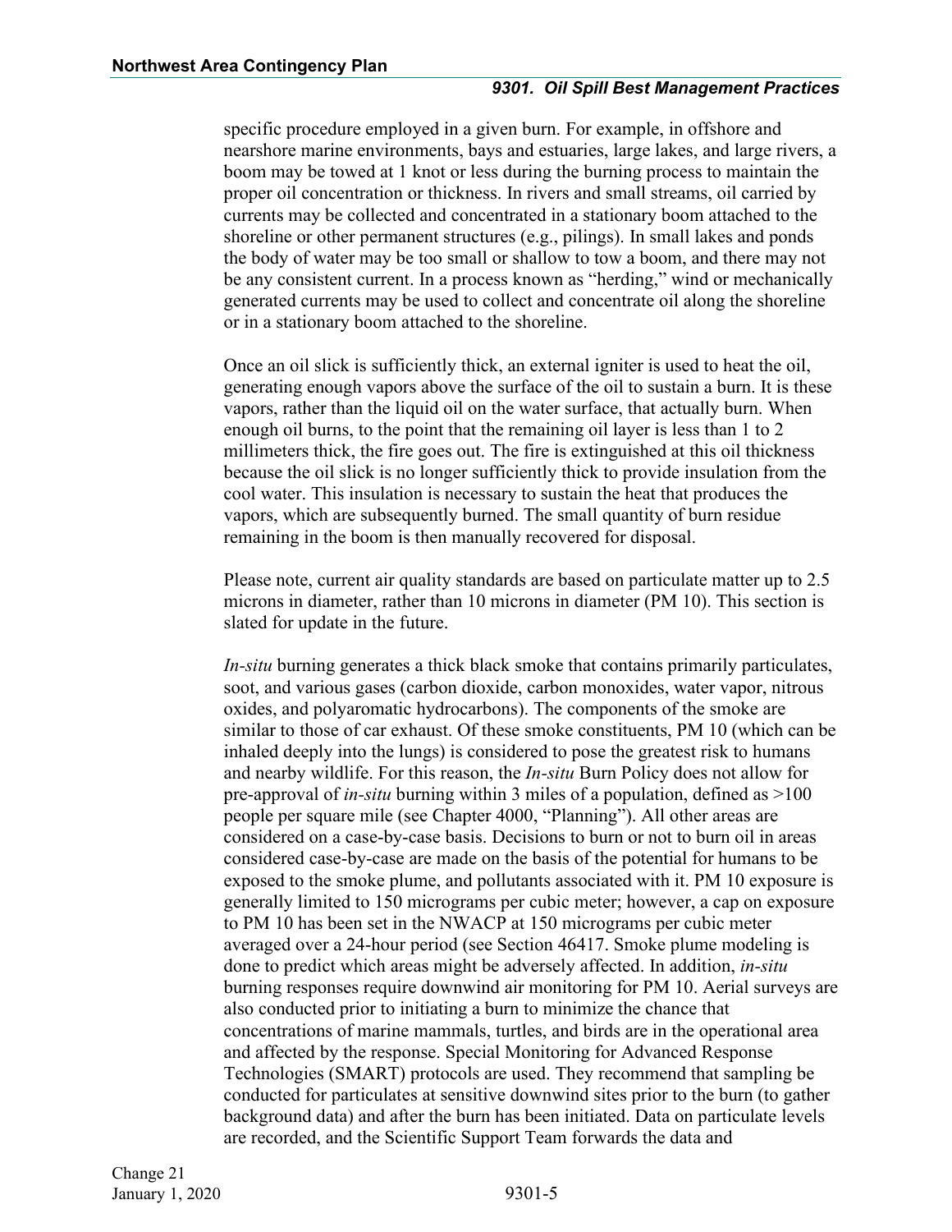specific procedure employed in a given burn. For example, in offshore and nearshore marine environments, bays and estuaries, large lakes, and large rivers, a boom may be towed at 1 knot or less during the burning process to maintain the proper oil concentration or thickness. In rivers and small streams, oil carried by currents may be collected and concentrated in a stationary boom attached to the shoreline or other permanent structures (e.g., pilings). In small lakes and ponds the body of water may be too small or shallow to tow a boom, and there may not be any consistent current. In a process known as "herding," wind or mechanically generated currents may be used to collect and concentrate oil along the shoreline or in a stationary boom attached to the shoreline.

Once an oil slick is sufficiently thick, an external igniter is used to heat the oil, generating enough vapors above the surface of the oil to sustain a burn. It is these vapors, rather than the liquid oil on the water surface, that actually burn. When enough oil burns, to the point that the remaining oil layer is less than 1 to 2 millimeters thick, the fire goes out. The fire is extinguished at this oil thickness because the oil slick is no longer sufficiently thick to provide insulation from the cool water. This insulation is necessary to sustain the heat that produces the vapors, which are subsequently burned. The small quantity of burn residue remaining in the boom is then manually recovered for disposal.

Please note, current air quality standards are based on particulate matter up to 2.5 microns in diameter, rather than 10 microns in diameter (PM 10). This section is slated for update in the future.

*In-situ* burning generates a thick black smoke that contains primarily particulates, soot, and various gases (carbon dioxide, carbon monoxides, water vapor, nitrous oxides, and polyaromatic hydrocarbons). The components of the smoke are similar to those of car exhaust. Of these smoke constituents, PM 10 (which can be inhaled deeply into the lungs) is considered to pose the greatest risk to humans and nearby wildlife. For this reason, the *In-situ* Burn Policy does not allow for pre-approval of *in-situ* burning within 3 miles of a population, defined as >100 people per square mile (see Chapter 4000, "Planning"). All other areas are considered on a case-by-case basis. Decisions to burn or not to burn oil in areas considered case-by-case are made on the basis of the potential for humans to be exposed to the smoke plume, and pollutants associated with it. PM 10 exposure is generally limited to 150 micrograms per cubic meter; however, a cap on exposure to PM 10 has been set in the NWACP at 150 micrograms per cubic meter averaged over a 24-hour period (see Section 46417. Smoke plume modeling is done to predict which areas might be adversely affected. In addition, *in-situ* burning responses require downwind air monitoring for PM 10. Aerial surveys are also conducted prior to initiating a burn to minimize the chance that concentrations of marine mammals, turtles, and birds are in the operational area and affected by the response. Special Monitoring for Advanced Response Technologies (SMART) protocols are used. They recommend that sampling be conducted for particulates at sensitive downwind sites prior to the burn (to gather background data) and after the burn has been initiated. Data on particulate levels are recorded, and the Scientific Support Team forwards the data and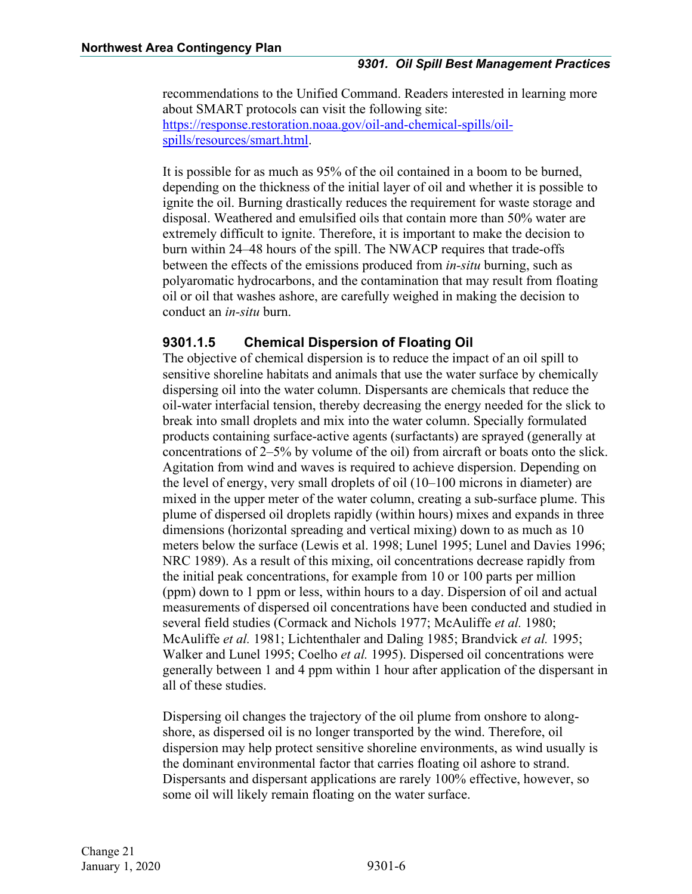recommendations to the Unified Command. Readers interested in learning more about SMART protocols can visit the following site: [https://response.restoration.noaa.gov/oil-and-chemical-spills/oil-spills/resources/smart.html](https://response.restoration.noaa.gov/oil-and-chemical-spills/oil-spills/resources/smart.html).

It is possible for as much as 95% of the oil contained in a boom to be burned, depending on the thickness of the initial layer of oil and whether it is possible to ignite the oil. Burning drastically reduces the requirement for waste storage and disposal. Weathered and emulsified oils that contain more than 50% water are extremely difficult to ignite. Therefore, it is important to make the decision to burn within 24–48 hours of the spill. The NWACP requires that trade-offs between the effects of the emissions produced from *in-situ* burning, such as polyaromatic hydrocarbons, and the contamination that may result from floating oil or oil that washes ashore, are carefully weighed in making the decision to conduct an *in-situ* burn.

### 9301.1.5 Chemical Dispersion of Floating Oil

The objective of chemical dispersion is to reduce the impact of an oil spill to sensitive shoreline habitats and animals that use the water surface by chemically dispersing oil into the water column. Dispersants are chemicals that reduce the oil-water interfacial tension, thereby decreasing the energy needed for the slick to break into small droplets and mix into the water column. Specially formulated products containing surface-active agents (surfactants) are sprayed (generally at concentrations of 2–5% by volume of the oil) from aircraft or boats onto the slick. Agitation from wind and waves is required to achieve dispersion. Depending on the level of energy, very small droplets of oil (10–100 microns in diameter) are mixed in the upper meter of the water column, creating a sub-surface plume. This plume of dispersed oil droplets rapidly (within hours) mixes and expands in three dimensions (horizontal spreading and vertical mixing) down to as much as 10 meters below the surface (Lewis et al. 1998; Lunel 1995; Lunel and Davies 1996; NRC 1989). As a result of this mixing, oil concentrations decrease rapidly from the initial peak concentrations, for example from 10 or 100 parts per million (ppm) down to 1 ppm or less, within hours to a day. Dispersion of oil and actual measurements of dispersed oil concentrations have been conducted and studied in several field studies (Cormack and Nichols 1977; McAuliffe *et al.* 1980; McAuliffe *et al.* 1981; Lichtenthaler and Daling 1985; Brandvick *et al.* 1995; Walker and Lunel 1995; Coelho *et al.* 1995). Dispersed oil concentrations were generally between 1 and 4 ppm within 1 hour after application of the dispersant in all of these studies.

Dispersing oil changes the trajectory of the oil plume from onshore to along-shore, as dispersed oil is no longer transported by the wind. Therefore, oil dispersion may help protect sensitive shoreline environments, as wind usually is the dominant environmental factor that carries floating oil ashore to strand. Dispersants and dispersant applications are rarely 100% effective, however, so some oil will likely remain floating on the water surface.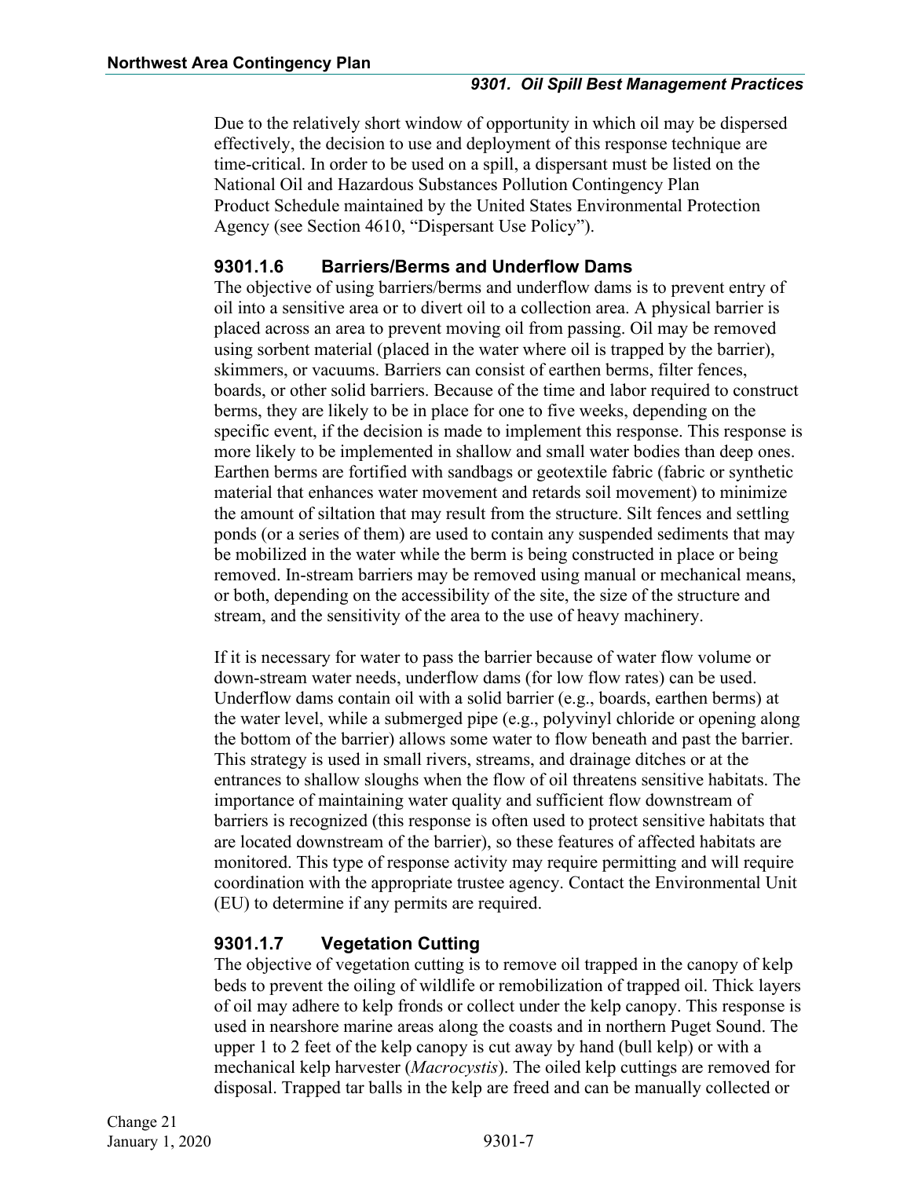Due to the relatively short window of opportunity in which oil may be dispersed effectively, the decision to use and deployment of this response technique are time-critical. In order to be used on a spill, a dispersant must be listed on the National Oil and Hazardous Substances Pollution Contingency Plan Product Schedule maintained by the United States Environmental Protection Agency (see Section 4610, "Dispersant Use Policy").

### 9301.1.6 Barriers/Berms and Underflow Dams

The objective of using barriers/berms and underflow dams is to prevent entry of oil into a sensitive area or to divert oil to a collection area. A physical barrier is placed across an area to prevent moving oil from passing. Oil may be removed using sorbent material (placed in the water where oil is trapped by the barrier), skimmers, or vacuums. Barriers can consist of earthen berms, filter fences, boards, or other solid barriers. Because of the time and labor required to construct berms, they are likely to be in place for one to five weeks, depending on the specific event, if the decision is made to implement this response. This response is more likely to be implemented in shallow and small water bodies than deep ones. Earthen berms are fortified with sandbags or geotextile fabric (fabric or synthetic material that enhances water movement and retards soil movement) to minimize the amount of siltation that may result from the structure. Silt fences and settling ponds (or a series of them) are used to contain any suspended sediments that may be mobilized in the water while the berm is being constructed in place or being removed. In-stream barriers may be removed using manual or mechanical means, or both, depending on the accessibility of the site, the size of the structure and stream, and the sensitivity of the area to the use of heavy machinery.

If it is necessary for water to pass the barrier because of water flow volume or down-stream water needs, underflow dams (for low flow rates) can be used. Underflow dams contain oil with a solid barrier (e.g., boards, earthen berms) at the water level, while a submerged pipe (e.g., polyvinyl chloride or opening along the bottom of the barrier) allows some water to flow beneath and past the barrier. This strategy is used in small rivers, streams, and drainage ditches or at the entrances to shallow sloughs when the flow of oil threatens sensitive habitats. The importance of maintaining water quality and sufficient flow downstream of barriers is recognized (this response is often used to protect sensitive habitats that are located downstream of the barrier), so these features of affected habitats are monitored. This type of response activity may require permitting and will require coordination with the appropriate trustee agency. Contact the Environmental Unit (EU) to determine if any permits are required.

### 9301.1.7 Vegetation Cutting

The objective of vegetation cutting is to remove oil trapped in the canopy of kelp beds to prevent the oiling of wildlife or remobilization of trapped oil. Thick layers of oil may adhere to kelp fronds or collect under the kelp canopy. This response is used in nearshore marine areas along the coasts and in northern Puget Sound. The upper 1 to 2 feet of the kelp canopy is cut away by hand (bull kelp) or with a mechanical kelp harvester (*Macrocystis*). The oiled kelp cuttings are removed for disposal. Trapped tar balls in the kelp are freed and can be manually collected or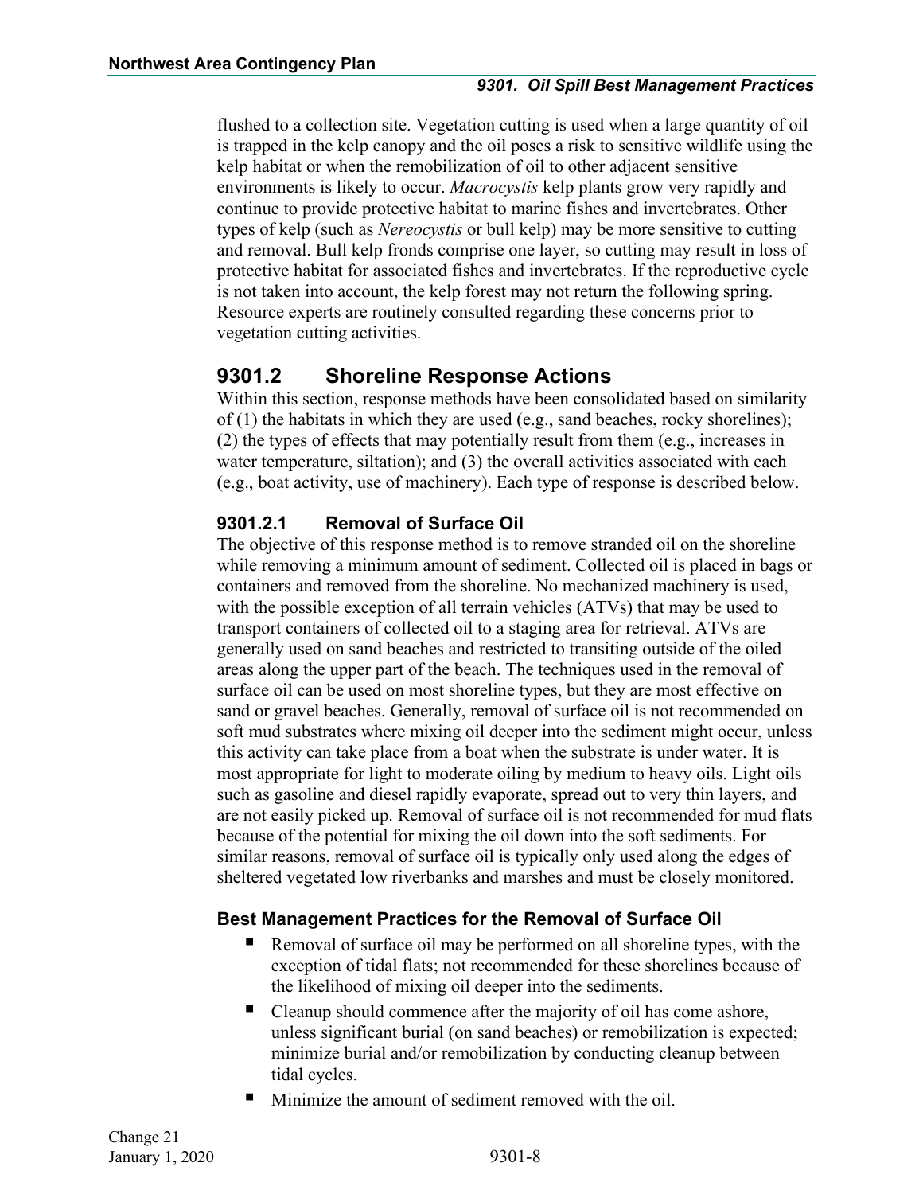flushed to a collection site. Vegetation cutting is used when a large quantity of oil is trapped in the kelp canopy and the oil poses a risk to sensitive wildlife using the kelp habitat or when the remobilization of oil to other adjacent sensitive environments is likely to occur. *Macrocystis* kelp plants grow very rapidly and continue to provide protective habitat to marine fishes and invertebrates. Other types of kelp (such as *Nereocystis* or bull kelp) may be more sensitive to cutting and removal. Bull kelp fronds comprise one layer, so cutting may result in loss of protective habitat for associated fishes and invertebrates. If the reproductive cycle is not taken into account, the kelp forest may not return the following spring. Resource experts are routinely consulted regarding these concerns prior to vegetation cutting activities.

## 9301.2 Shoreline Response Actions

Within this section, response methods have been consolidated based on similarity of (1) the habitats in which they are used (e.g., sand beaches, rocky shorelines); (2) the types of effects that may potentially result from them (e.g., increases in water temperature, siltation); and (3) the overall activities associated with each (e.g., boat activity, use of machinery). Each type of response is described below.

### 9301.2.1 Removal of Surface Oil

The objective of this response method is to remove stranded oil on the shoreline while removing a minimum amount of sediment. Collected oil is placed in bags or containers and removed from the shoreline. No mechanized machinery is used, with the possible exception of all terrain vehicles (ATVs) that may be used to transport containers of collected oil to a staging area for retrieval. ATVs are generally used on sand beaches and restricted to transiting outside of the oiled areas along the upper part of the beach. The techniques used in the removal of surface oil can be used on most shoreline types, but they are most effective on sand or gravel beaches. Generally, removal of surface oil is not recommended on soft mud substrates where mixing oil deeper into the sediment might occur, unless this activity can take place from a boat when the substrate is under water. It is most appropriate for light to moderate oiling by medium to heavy oils. Light oils such as gasoline and diesel rapidly evaporate, spread out to very thin layers, and are not easily picked up. Removal of surface oil is not recommended for mud flats because of the potential for mixing the oil down into the soft sediments. For similar reasons, removal of surface oil is typically only used along the edges of sheltered vegetated low riverbanks and marshes and must be closely monitored.

#### Best Management Practices for the Removal of Surface Oil

- Removal of surface oil may be performed on all shoreline types, with the exception of tidal flats; not recommended for these shorelines because of the likelihood of mixing oil deeper into the sediments.
- Cleanup should commence after the majority of oil has come ashore, unless significant burial (on sand beaches) or remobilization is expected; minimize burial and/or remobilization by conducting cleanup between tidal cycles.
- Minimize the amount of sediment removed with the oil.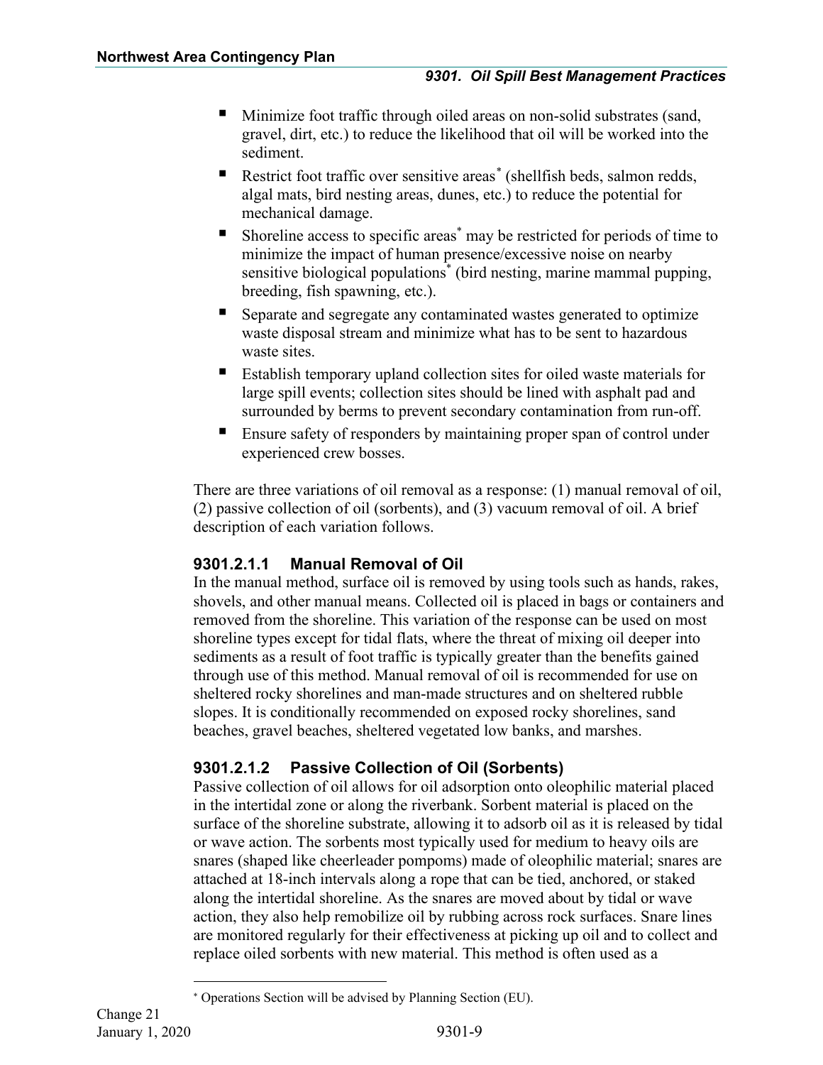- Minimize foot traffic through oiled areas on non-solid substrates (sand, gravel, dirt, etc.) to reduce the likelihood that oil will be worked into the sediment.
- Restrict foot traffic over sensitive areas* (shellfish beds, salmon redds, algal mats, bird nesting areas, dunes, etc.) to reduce the potential for mechanical damage.
- Shoreline access to specific areas* may be restricted for periods of time to minimize the impact of human presence/excessive noise on nearby sensitive biological populations* (bird nesting, marine mammal pupping, breeding, fish spawning, etc.).
- Separate and segregate any contaminated wastes generated to optimize waste disposal stream and minimize what has to be sent to hazardous waste sites.
- Establish temporary upland collection sites for oiled waste materials for large spill events; collection sites should be lined with asphalt pad and surrounded by berms to prevent secondary contamination from run-off.
- Ensure safety of responders by maintaining proper span of control under experienced crew bosses.

There are three variations of oil removal as a response: (1) manual removal of oil, (2) passive collection of oil (sorbents), and (3) vacuum removal of oil. A brief description of each variation follows.

#### 9301.2.1.1 Manual Removal of Oil

In the manual method, surface oil is removed by using tools such as hands, rakes, shovels, and other manual means. Collected oil is placed in bags or containers and removed from the shoreline. This variation of the response can be used on most shoreline types except for tidal flats, where the threat of mixing oil deeper into sediments as a result of foot traffic is typically greater than the benefits gained through use of this method. Manual removal of oil is recommended for use on sheltered rocky shorelines and man-made structures and on sheltered rubble slopes. It is conditionally recommended on exposed rocky shorelines, sand beaches, gravel beaches, sheltered vegetated low banks, and marshes.

#### 9301.2.1.2 Passive Collection of Oil (Sorbents)

Passive collection of oil allows for oil adsorption onto oleophilic material placed in the intertidal zone or along the riverbank. Sorbent material is placed on the surface of the shoreline substrate, allowing it to adsorb oil as it is released by tidal or wave action. The sorbents most typically used for medium to heavy oils are snares (shaped like cheerleader pompoms) made of oleophilic material; snares are attached at 18-inch intervals along a rope that can be tied, anchored, or staked along the intertidal shoreline. As the snares are moved about by tidal or wave action, they also help remobilize oil by rubbing across rock surfaces. Snare lines are monitored regularly for their effectiveness at picking up oil and to collect and replace oiled sorbents with new material. This method is often used as a

---

\* Operations Section will be advised by Planning Section (EU).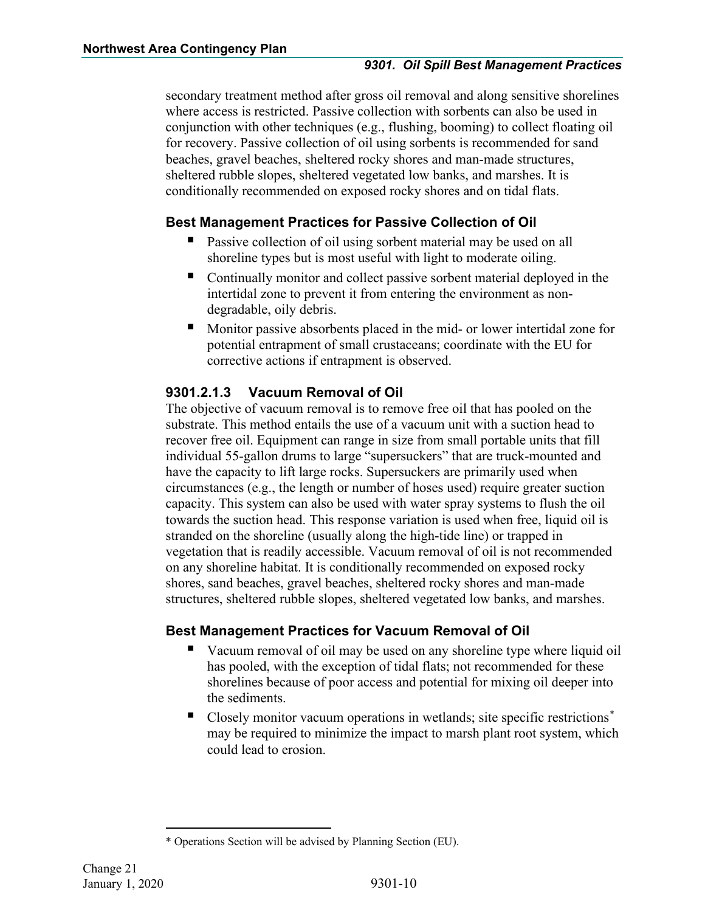secondary treatment method after gross oil removal and along sensitive shorelines where access is restricted. Passive collection with sorbents can also be used in conjunction with other techniques (e.g., flushing, booming) to collect floating oil for recovery. Passive collection of oil using sorbents is recommended for sand beaches, gravel beaches, sheltered rocky shores and man-made structures, sheltered rubble slopes, sheltered vegetated low banks, and marshes. It is conditionally recommended on exposed rocky shores and on tidal flats.

### Best Management Practices for Passive Collection of Oil

- Passive collection of oil using sorbent material may be used on all shoreline types but is most useful with light to moderate oiling.
- Continually monitor and collect passive sorbent material deployed in the intertidal zone to prevent it from entering the environment as non-degradable, oily debris.
- Monitor passive absorbents placed in the mid- or lower intertidal zone for potential entrapment of small crustaceans; coordinate with the EU for corrective actions if entrapment is observed.

## 9301.2.1.3 Vacuum Removal of Oil

The objective of vacuum removal is to remove free oil that has pooled on the substrate. This method entails the use of a vacuum unit with a suction head to recover free oil. Equipment can range in size from small portable units that fill individual 55-gallon drums to large "supersuckers" that are truck-mounted and have the capacity to lift large rocks. Supersuckers are primarily used when circumstances (e.g., the length or number of hoses used) require greater suction capacity. This system can also be used with water spray systems to flush the oil towards the suction head. This response variation is used when free, liquid oil is stranded on the shoreline (usually along the high-tide line) or trapped in vegetation that is readily accessible. Vacuum removal of oil is not recommended on any shoreline habitat. It is conditionally recommended on exposed rocky shores, sand beaches, gravel beaches, sheltered rocky shores and man-made structures, sheltered rubble slopes, sheltered vegetated low banks, and marshes.

### Best Management Practices for Vacuum Removal of Oil

- Vacuum removal of oil may be used on any shoreline type where liquid oil has pooled, with the exception of tidal flats; not recommended for these shorelines because of poor access and potential for mixing oil deeper into the sediments.
- Closely monitor vacuum operations in wetlands; site specific restrictions* may be required to minimize the impact to marsh plant root system, which could lead to erosion.

* Operations Section will be advised by Planning Section (EU).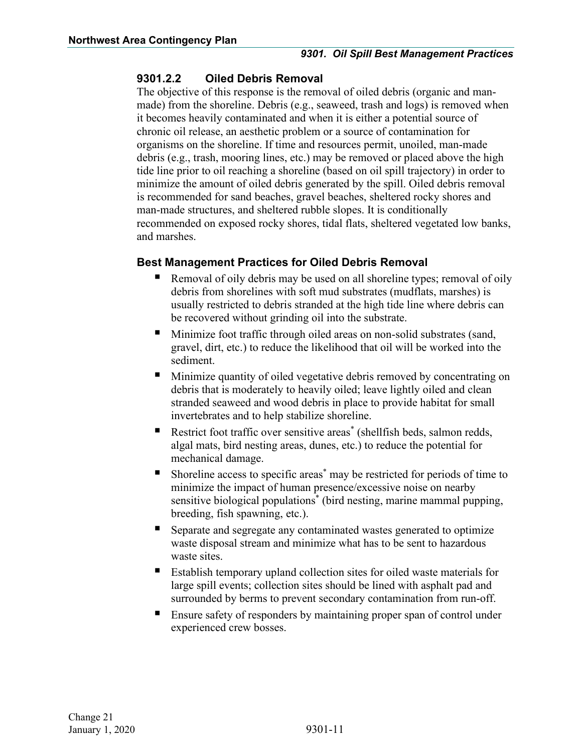### 9301.2.2 Oiled Debris Removal

The objective of this response is the removal of oiled debris (organic and man-made) from the shoreline. Debris (e.g., seaweed, trash and logs) is removed when it becomes heavily contaminated and when it is either a potential source of chronic oil release, an aesthetic problem or a source of contamination for organisms on the shoreline. If time and resources permit, unoiled, man-made debris (e.g., trash, mooring lines, etc.) may be removed or placed above the high tide line prior to oil reaching a shoreline (based on oil spill trajectory) in order to minimize the amount of oiled debris generated by the spill. Oiled debris removal is recommended for sand beaches, gravel beaches, sheltered rocky shores and man-made structures, and sheltered rubble slopes. It is conditionally recommended on exposed rocky shores, tidal flats, sheltered vegetated low banks, and marshes.

#### Best Management Practices for Oiled Debris Removal

- Removal of oily debris may be used on all shoreline types; removal of oily debris from shorelines with soft mud substrates (mudflats, marshes) is usually restricted to debris stranded at the high tide line where debris can be recovered without grinding oil into the substrate.
- Minimize foot traffic through oiled areas on non-solid substrates (sand, gravel, dirt, etc.) to reduce the likelihood that oil will be worked into the sediment.
- Minimize quantity of oiled vegetative debris removed by concentrating on debris that is moderately to heavily oiled; leave lightly oiled and clean stranded seaweed and wood debris in place to provide habitat for small invertebrates and to help stabilize shoreline.
- Restrict foot traffic over sensitive areas* (shellfish beds, salmon redds, algal mats, bird nesting areas, dunes, etc.) to reduce the potential for mechanical damage.
- Shoreline access to specific areas* may be restricted for periods of time to minimize the impact of human presence/excessive noise on nearby sensitive biological populations* (bird nesting, marine mammal pupping, breeding, fish spawning, etc.).
- Separate and segregate any contaminated wastes generated to optimize waste disposal stream and minimize what has to be sent to hazardous waste sites.
- Establish temporary upland collection sites for oiled waste materials for large spill events; collection sites should be lined with asphalt pad and surrounded by berms to prevent secondary contamination from run-off.
- Ensure safety of responders by maintaining proper span of control under experienced crew bosses.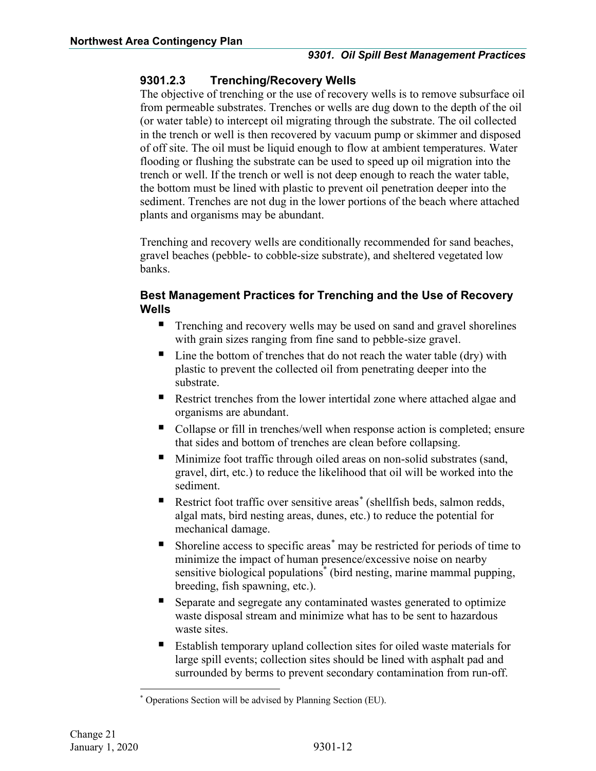### 9301.2.3 Trenching/Recovery Wells

The objective of trenching or the use of recovery wells is to remove subsurface oil from permeable substrates. Trenches or wells are dug down to the depth of the oil (or water table) to intercept oil migrating through the substrate. The oil collected in the trench or well is then recovered by vacuum pump or skimmer and disposed of off site. The oil must be liquid enough to flow at ambient temperatures. Water flooding or flushing the substrate can be used to speed up oil migration into the trench or well. If the trench or well is not deep enough to reach the water table, the bottom must be lined with plastic to prevent oil penetration deeper into the sediment. Trenches are not dug in the lower portions of the beach where attached plants and organisms may be abundant.

Trenching and recovery wells are conditionally recommended for sand beaches, gravel beaches (pebble- to cobble-size substrate), and sheltered vegetated low banks.

#### Best Management Practices for Trenching and the Use of Recovery Wells

- Trenching and recovery wells may be used on sand and gravel shorelines with grain sizes ranging from fine sand to pebble-size gravel.
- Line the bottom of trenches that do not reach the water table (dry) with plastic to prevent the collected oil from penetrating deeper into the substrate.
- Restrict trenches from the lower intertidal zone where attached algae and organisms are abundant.
- Collapse or fill in trenches/well when response action is completed; ensure that sides and bottom of trenches are clean before collapsing.
- Minimize foot traffic through oiled areas on non-solid substrates (sand, gravel, dirt, etc.) to reduce the likelihood that oil will be worked into the sediment.
- Restrict foot traffic over sensitive areas* (shellfish beds, salmon redds, algal mats, bird nesting areas, dunes, etc.) to reduce the potential for mechanical damage.
- Shoreline access to specific areas* may be restricted for periods of time to minimize the impact of human presence/excessive noise on nearby sensitive biological populations* (bird nesting, marine mammal pupping, breeding, fish spawning, etc.).
- Separate and segregate any contaminated wastes generated to optimize waste disposal stream and minimize what has to be sent to hazardous waste sites.
- Establish temporary upland collection sites for oiled waste materials for large spill events; collection sites should be lined with asphalt pad and surrounded by berms to prevent secondary contamination from run-off.

* Operations Section will be advised by Planning Section (EU).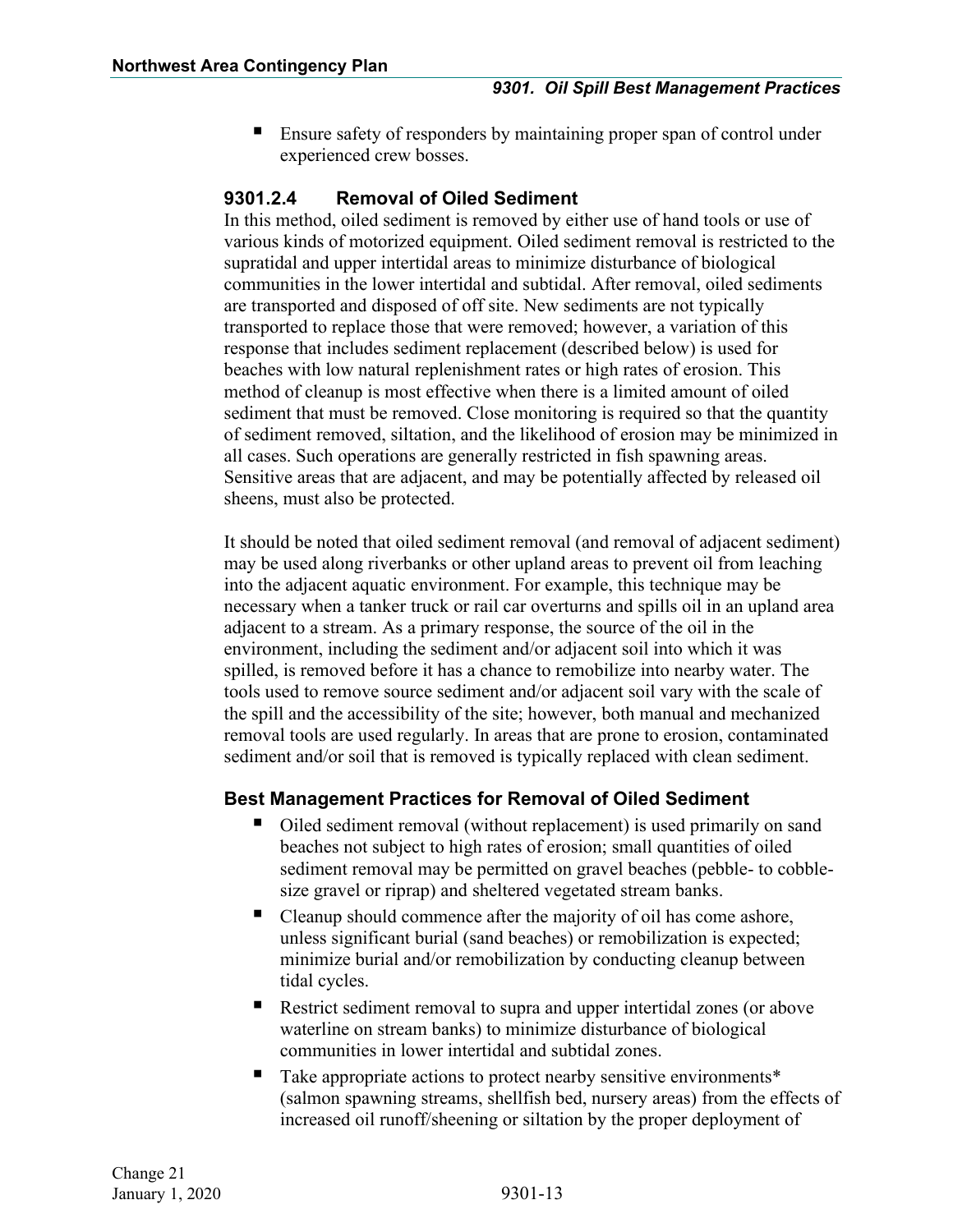- Ensure safety of responders by maintaining proper span of control under experienced crew bosses.

### 9301.2.4 Removal of Oiled Sediment

In this method, oiled sediment is removed by either use of hand tools or use of various kinds of motorized equipment. Oiled sediment removal is restricted to the supratidal and upper intertidal areas to minimize disturbance of biological communities in the lower intertidal and subtidal. After removal, oiled sediments are transported and disposed of off site. New sediments are not typically transported to replace those that were removed; however, a variation of this response that includes sediment replacement (described below) is used for beaches with low natural replenishment rates or high rates of erosion. This method of cleanup is most effective when there is a limited amount of oiled sediment that must be removed. Close monitoring is required so that the quantity of sediment removed, siltation, and the likelihood of erosion may be minimized in all cases. Such operations are generally restricted in fish spawning areas. Sensitive areas that are adjacent, and may be potentially affected by released oil sheens, must also be protected.

It should be noted that oiled sediment removal (and removal of adjacent sediment) may be used along riverbanks or other upland areas to prevent oil from leaching into the adjacent aquatic environment. For example, this technique may be necessary when a tanker truck or rail car overturns and spills oil in an upland area adjacent to a stream. As a primary response, the source of the oil in the environment, including the sediment and/or adjacent soil into which it was spilled, is removed before it has a chance to remobilize into nearby water. The tools used to remove source sediment and/or adjacent soil vary with the scale of the spill and the accessibility of the site; however, both manual and mechanized removal tools are used regularly. In areas that are prone to erosion, contaminated sediment and/or soil that is removed is typically replaced with clean sediment.

#### Best Management Practices for Removal of Oiled Sediment

- Oiled sediment removal (without replacement) is used primarily on sand beaches not subject to high rates of erosion; small quantities of oiled sediment removal may be permitted on gravel beaches (pebble- to cobble-size gravel or riprap) and sheltered vegetated stream banks.
- Cleanup should commence after the majority of oil has come ashore, unless significant burial (sand beaches) or remobilization is expected; minimize burial and/or remobilization by conducting cleanup between tidal cycles.
- Restrict sediment removal to supra and upper intertidal zones (or above waterline on stream banks) to minimize disturbance of biological communities in lower intertidal and subtidal zones.
- Take appropriate actions to protect nearby sensitive environments* (salmon spawning streams, shellfish bed, nursery areas) from the effects of increased oil runoff/sheening or siltation by the proper deployment of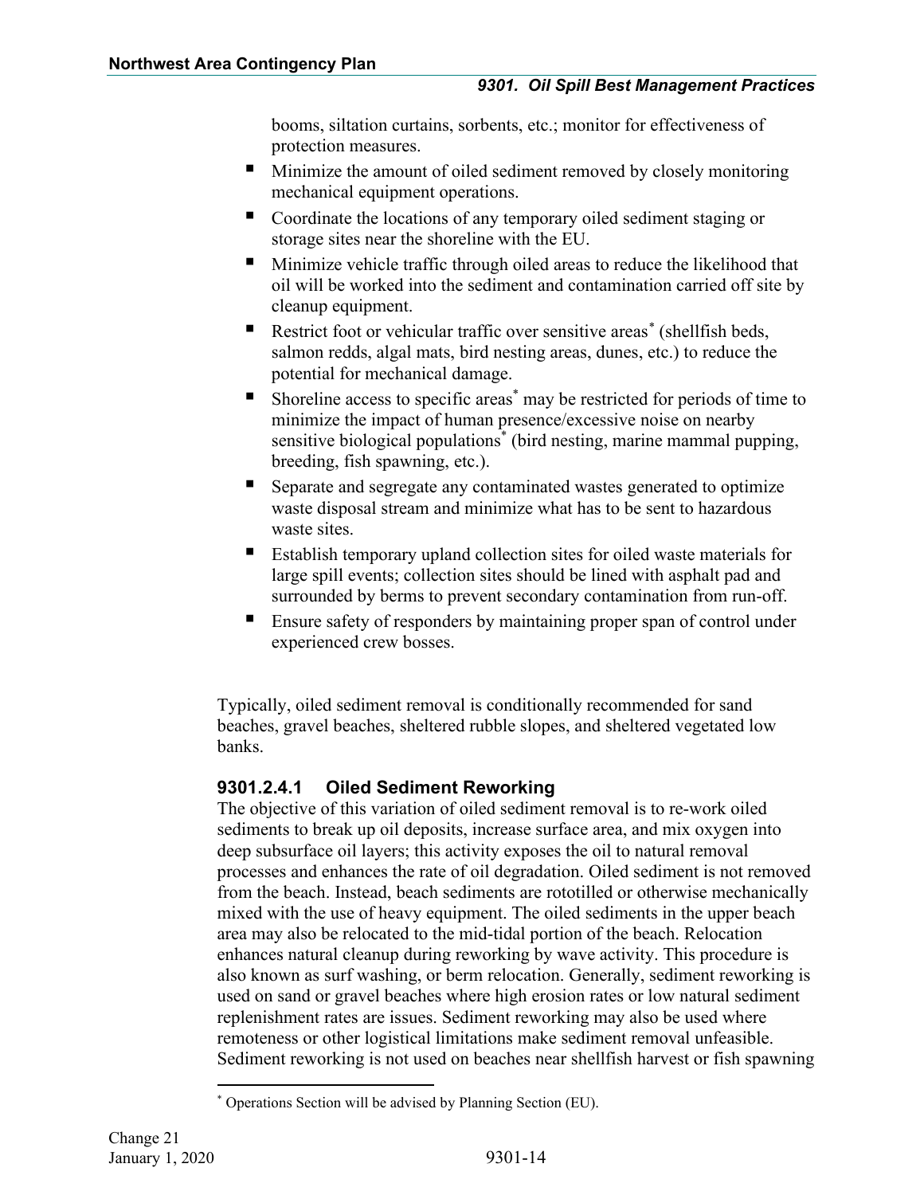booms, siltation curtains, sorbents, etc.; monitor for effectiveness of protection measures.

- Minimize the amount of oiled sediment removed by closely monitoring mechanical equipment operations.
- Coordinate the locations of any temporary oiled sediment staging or storage sites near the shoreline with the EU.
- Minimize vehicle traffic through oiled areas to reduce the likelihood that oil will be worked into the sediment and contamination carried off site by cleanup equipment.
- Restrict foot or vehicular traffic over sensitive areas* (shellfish beds, salmon redds, algal mats, bird nesting areas, dunes, etc.) to reduce the potential for mechanical damage.
- Shoreline access to specific areas* may be restricted for periods of time to minimize the impact of human presence/excessive noise on nearby sensitive biological populations* (bird nesting, marine mammal pupping, breeding, fish spawning, etc.).
- Separate and segregate any contaminated wastes generated to optimize waste disposal stream and minimize what has to be sent to hazardous waste sites.
- Establish temporary upland collection sites for oiled waste materials for large spill events; collection sites should be lined with asphalt pad and surrounded by berms to prevent secondary contamination from run-off.
- Ensure safety of responders by maintaining proper span of control under experienced crew bosses.

Typically, oiled sediment removal is conditionally recommended for sand beaches, gravel beaches, sheltered rubble slopes, and sheltered vegetated low banks.

#### 9301.2.4.1 Oiled Sediment Reworking

The objective of this variation of oiled sediment removal is to re-work oiled sediments to break up oil deposits, increase surface area, and mix oxygen into deep subsurface oil layers; this activity exposes the oil to natural removal processes and enhances the rate of oil degradation. Oiled sediment is not removed from the beach. Instead, beach sediments are rototilled or otherwise mechanically mixed with the use of heavy equipment. The oiled sediments in the upper beach area may also be relocated to the mid-tidal portion of the beach. Relocation enhances natural cleanup during reworking by wave activity. This procedure is also known as surf washing, or berm relocation. Generally, sediment reworking is used on sand or gravel beaches where high erosion rates or low natural sediment replenishment rates are issues. Sediment reworking may also be used where remoteness or other logistical limitations make sediment removal unfeasible. Sediment reworking is not used on beaches near shellfish harvest or fish spawning

* Operations Section will be advised by Planning Section (EU).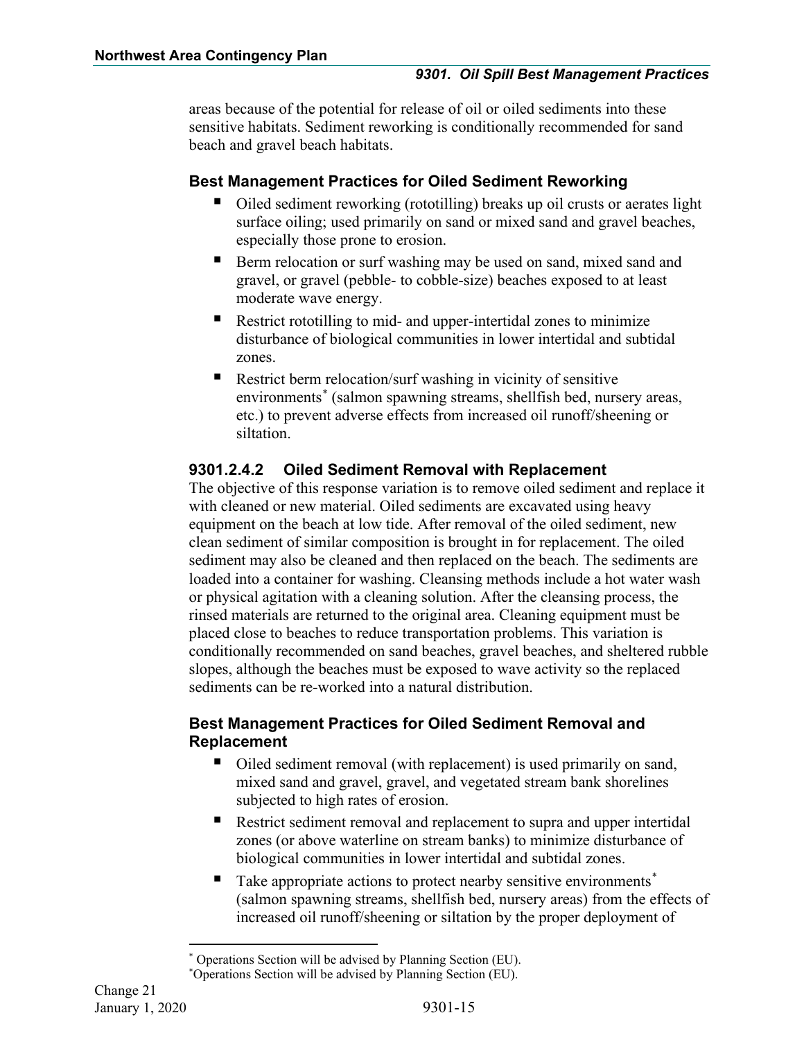areas because of the potential for release of oil or oiled sediments into these sensitive habitats. Sediment reworking is conditionally recommended for sand beach and gravel beach habitats.

#### Best Management Practices for Oiled Sediment Reworking

- Oiled sediment reworking (rototilling) breaks up oil crusts or aerates light surface oiling; used primarily on sand or mixed sand and gravel beaches, especially those prone to erosion.
- Berm relocation or surf washing may be used on sand, mixed sand and gravel, or gravel (pebble- to cobble-size) beaches exposed to at least moderate wave energy.
- Restrict rototilling to mid- and upper-intertidal zones to minimize disturbance of biological communities in lower intertidal and subtidal zones.
- Restrict berm relocation/surf washing in vicinity of sensitive environments* (salmon spawning streams, shellfish bed, nursery areas, etc.) to prevent adverse effects from increased oil runoff/sheening or siltation.

### 9301.2.4.2 Oiled Sediment Removal with Replacement

The objective of this response variation is to remove oiled sediment and replace it with cleaned or new material. Oiled sediments are excavated using heavy equipment on the beach at low tide. After removal of the oiled sediment, new clean sediment of similar composition is brought in for replacement. The oiled sediment may also be cleaned and then replaced on the beach. The sediments are loaded into a container for washing. Cleansing methods include a hot water wash or physical agitation with a cleaning solution. After the cleansing process, the rinsed materials are returned to the original area. Cleaning equipment must be placed close to beaches to reduce transportation problems. This variation is conditionally recommended on sand beaches, gravel beaches, and sheltered rubble slopes, although the beaches must be exposed to wave activity so the replaced sediments can be re-worked into a natural distribution.

#### Best Management Practices for Oiled Sediment Removal and Replacement

- Oiled sediment removal (with replacement) is used primarily on sand, mixed sand and gravel, gravel, and vegetated stream bank shorelines subjected to high rates of erosion.
- Restrict sediment removal and replacement to supra and upper intertidal zones (or above waterline on stream banks) to minimize disturbance of biological communities in lower intertidal and subtidal zones.
- Take appropriate actions to protect nearby sensitive environments* (salmon spawning streams, shellfish bed, nursery areas) from the effects of increased oil runoff/sheening or siltation by the proper deployment of

---

* Operations Section will be advised by Planning Section (EU).

* Operations Section will be advised by Planning Section (EU).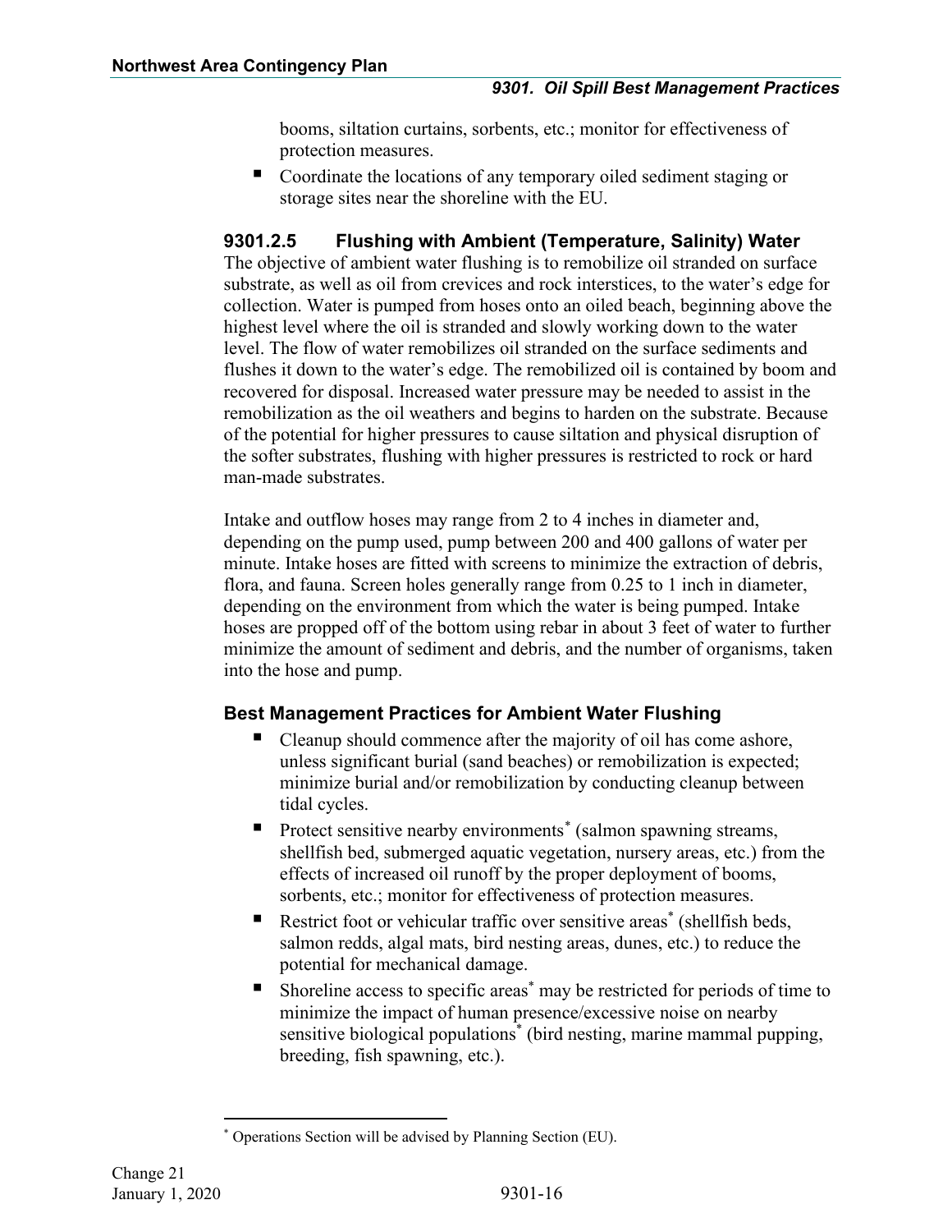booms, siltation curtains, sorbents, etc.; monitor for effectiveness of protection measures.

- Coordinate the locations of any temporary oiled sediment staging or storage sites near the shoreline with the EU.

### 9301.2.5 Flushing with Ambient (Temperature, Salinity) Water

The objective of ambient water flushing is to remobilize oil stranded on surface substrate, as well as oil from crevices and rock interstices, to the water's edge for collection. Water is pumped from hoses onto an oiled beach, beginning above the highest level where the oil is stranded and slowly working down to the water level. The flow of water remobilizes oil stranded on the surface sediments and flushes it down to the water's edge. The remobilized oil is contained by boom and recovered for disposal. Increased water pressure may be needed to assist in the remobilization as the oil weathers and begins to harden on the substrate. Because of the potential for higher pressures to cause siltation and physical disruption of the softer substrates, flushing with higher pressures is restricted to rock or hard man-made substrates.

Intake and outflow hoses may range from 2 to 4 inches in diameter and, depending on the pump used, pump between 200 and 400 gallons of water per minute. Intake hoses are fitted with screens to minimize the extraction of debris, flora, and fauna. Screen holes generally range from 0.25 to 1 inch in diameter, depending on the environment from which the water is being pumped. Intake hoses are propped off of the bottom using rebar in about 3 feet of water to further minimize the amount of sediment and debris, and the number of organisms, taken into the hose and pump.

#### Best Management Practices for Ambient Water Flushing

- Cleanup should commence after the majority of oil has come ashore, unless significant burial (sand beaches) or remobilization is expected; minimize burial and/or remobilization by conducting cleanup between tidal cycles.
- Protect sensitive nearby environments* (salmon spawning streams, shellfish bed, submerged aquatic vegetation, nursery areas, etc.) from the effects of increased oil runoff by the proper deployment of booms, sorbents, etc.; monitor for effectiveness of protection measures.
- Restrict foot or vehicular traffic over sensitive areas* (shellfish beds, salmon redds, algal mats, bird nesting areas, dunes, etc.) to reduce the potential for mechanical damage.
- Shoreline access to specific areas* may be restricted for periods of time to minimize the impact of human presence/excessive noise on nearby sensitive biological populations* (bird nesting, marine mammal pupping, breeding, fish spawning, etc.).

---

\* Operations Section will be advised by Planning Section (EU).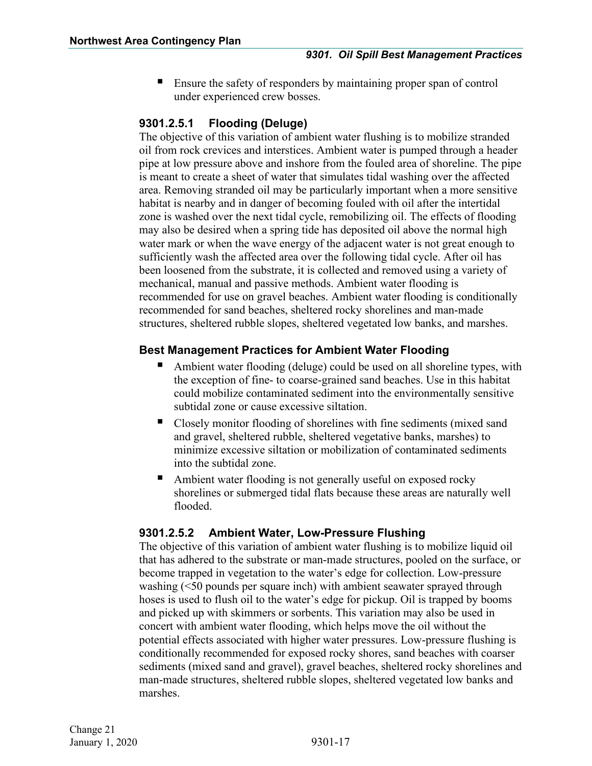- Ensure the safety of responders by maintaining proper span of control under experienced crew bosses.

### 9301.2.5.1 Flooding (Deluge)

The objective of this variation of ambient water flushing is to mobilize stranded oil from rock crevices and interstices. Ambient water is pumped through a header pipe at low pressure above and inshore from the fouled area of shoreline. The pipe is meant to create a sheet of water that simulates tidal washing over the affected area. Removing stranded oil may be particularly important when a more sensitive habitat is nearby and in danger of becoming fouled with oil after the intertidal zone is washed over the next tidal cycle, remobilizing oil. The effects of flooding may also be desired when a spring tide has deposited oil above the normal high water mark or when the wave energy of the adjacent water is not great enough to sufficiently wash the affected area over the following tidal cycle. After oil has been loosened from the substrate, it is collected and removed using a variety of mechanical, manual and passive methods. Ambient water flooding is recommended for use on gravel beaches. Ambient water flooding is conditionally recommended for sand beaches, sheltered rocky shorelines and man-made structures, sheltered rubble slopes, sheltered vegetated low banks, and marshes.

#### Best Management Practices for Ambient Water Flooding

- Ambient water flooding (deluge) could be used on all shoreline types, with the exception of fine- to coarse-grained sand beaches. Use in this habitat could mobilize contaminated sediment into the environmentally sensitive subtidal zone or cause excessive siltation.
- Closely monitor flooding of shorelines with fine sediments (mixed sand and gravel, sheltered rubble, sheltered vegetative banks, marshes) to minimize excessive siltation or mobilization of contaminated sediments into the subtidal zone.
- Ambient water flooding is not generally useful on exposed rocky shorelines or submerged tidal flats because these areas are naturally well flooded.

### 9301.2.5.2 Ambient Water, Low-Pressure Flushing

The objective of this variation of ambient water flushing is to mobilize liquid oil that has adhered to the substrate or man-made structures, pooled on the surface, or become trapped in vegetation to the water's edge for collection. Low-pressure washing (<50 pounds per square inch) with ambient seawater sprayed through hoses is used to flush oil to the water's edge for pickup. Oil is trapped by booms and picked up with skimmers or sorbents. This variation may also be used in concert with ambient water flooding, which helps move the oil without the potential effects associated with higher water pressures. Low-pressure flushing is conditionally recommended for exposed rocky shores, sand beaches with coarser sediments (mixed sand and gravel), gravel beaches, sheltered rocky shorelines and man-made structures, sheltered rubble slopes, sheltered vegetated low banks and marshes.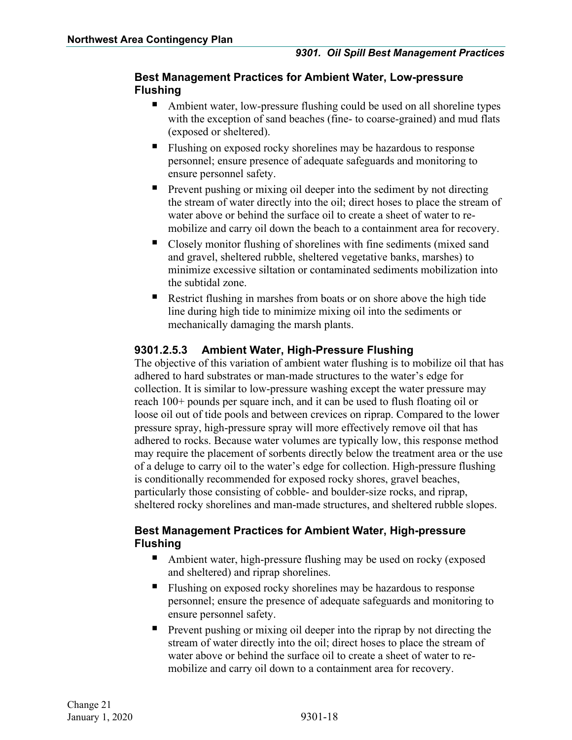### Best Management Practices for Ambient Water, Low-pressure Flushing

- Ambient water, low-pressure flushing could be used on all shoreline types with the exception of sand beaches (fine- to coarse-grained) and mud flats (exposed or sheltered).
- Flushing on exposed rocky shorelines may be hazardous to response personnel; ensure presence of adequate safeguards and monitoring to ensure personnel safety.
- Prevent pushing or mixing oil deeper into the sediment by not directing the stream of water directly into the oil; direct hoses to place the stream of water above or behind the surface oil to create a sheet of water to re-mobilize and carry oil down the beach to a containment area for recovery.
- Closely monitor flushing of shorelines with fine sediments (mixed sand and gravel, sheltered rubble, sheltered vegetative banks, marshes) to minimize excessive siltation or contaminated sediments mobilization into the subtidal zone.
- Restrict flushing in marshes from boats or on shore above the high tide line during high tide to minimize mixing oil into the sediments or mechanically damaging the marsh plants.

## 9301.2.5.3 Ambient Water, High-Pressure Flushing

The objective of this variation of ambient water flushing is to mobilize oil that has adhered to hard substrates or man-made structures to the water's edge for collection. It is similar to low-pressure washing except the water pressure may reach 100+ pounds per square inch, and it can be used to flush floating oil or loose oil out of tide pools and between crevices on riprap. Compared to the lower pressure spray, high-pressure spray will more effectively remove oil that has adhered to rocks. Because water volumes are typically low, this response method may require the placement of sorbents directly below the treatment area or the use of a deluge to carry oil to the water's edge for collection. High-pressure flushing is conditionally recommended for exposed rocky shores, gravel beaches, particularly those consisting of cobble- and boulder-size rocks, and riprap, sheltered rocky shorelines and man-made structures, and sheltered rubble slopes.

### Best Management Practices for Ambient Water, High-pressure Flushing

- Ambient water, high-pressure flushing may be used on rocky (exposed and sheltered) and riprap shorelines.
- Flushing on exposed rocky shorelines may be hazardous to response personnel; ensure the presence of adequate safeguards and monitoring to ensure personnel safety.
- Prevent pushing or mixing oil deeper into the riprap by not directing the stream of water directly into the oil; direct hoses to place the stream of water above or behind the surface oil to create a sheet of water to re-mobilize and carry oil down to a containment area for recovery.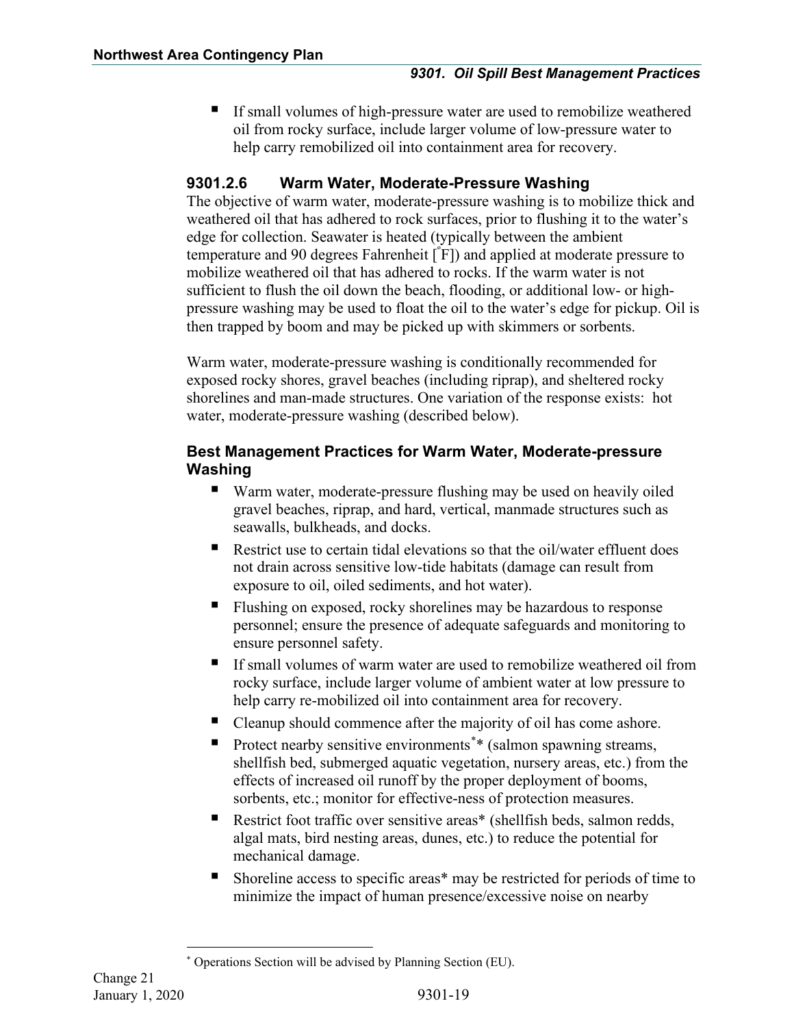- If small volumes of high-pressure water are used to remobilize weathered oil from rocky surface, include larger volume of low-pressure water to help carry remobilized oil into containment area for recovery.

### 9301.2.6 Warm Water, Moderate-Pressure Washing

The objective of warm water, moderate-pressure washing is to mobilize thick and weathered oil that has adhered to rock surfaces, prior to flushing it to the water's edge for collection. Seawater is heated (typically between the ambient temperature and 90 degrees Fahrenheit [°F]) and applied at moderate pressure to mobilize weathered oil that has adhered to rocks. If the warm water is not sufficient to flush the oil down the beach, flooding, or additional low- or high-pressure washing may be used to float the oil to the water's edge for pickup. Oil is then trapped by boom and may be picked up with skimmers or sorbents.

Warm water, moderate-pressure washing is conditionally recommended for exposed rocky shores, gravel beaches (including riprap), and sheltered rocky shorelines and man-made structures. One variation of the response exists: hot water, moderate-pressure washing (described below).

#### Best Management Practices for Warm Water, Moderate-pressure Washing

- Warm water, moderate-pressure flushing may be used on heavily oiled gravel beaches, riprap, and hard, vertical, manmade structures such as seawalls, bulkheads, and docks.
- Restrict use to certain tidal elevations so that the oil/water effluent does not drain across sensitive low-tide habitats (damage can result from exposure to oil, oiled sediments, and hot water).
- Flushing on exposed, rocky shorelines may be hazardous to response personnel; ensure the presence of adequate safeguards and monitoring to ensure personnel safety.
- If small volumes of warm water are used to remobilize weathered oil from rocky surface, include larger volume of ambient water at low pressure to help carry re-mobilized oil into containment area for recovery.
- Cleanup should commence after the majority of oil has come ashore.
- Protect nearby sensitive environments[*]* (salmon spawning streams, shellfish bed, submerged aquatic vegetation, nursery areas, etc.) from the effects of increased oil runoff by the proper deployment of booms, sorbents, etc.; monitor for effective-ness of protection measures.
- Restrict foot traffic over sensitive areas* (shellfish beds, salmon redds, algal mats, bird nesting areas, dunes, etc.) to reduce the potential for mechanical damage.
- Shoreline access to specific areas* may be restricted for periods of time to minimize the impact of human presence/excessive noise on nearby

[*] Operations Section will be advised by Planning Section (EU).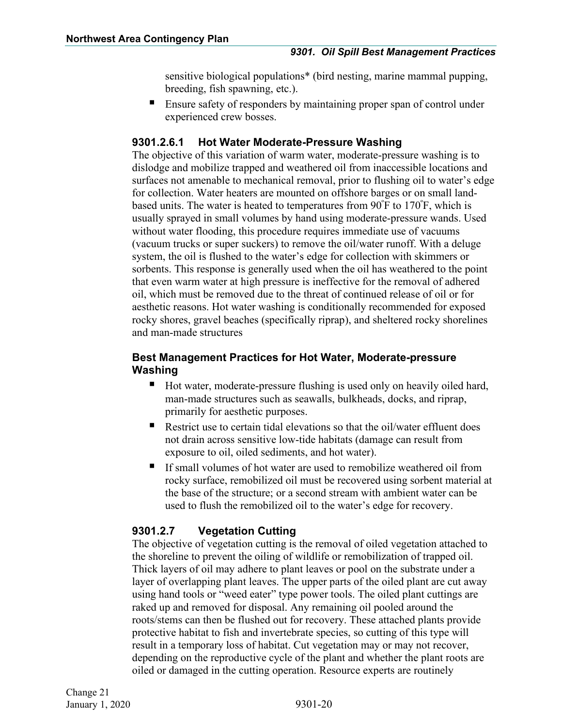sensitive biological populations* (bird nesting, marine mammal pupping, breeding, fish spawning, etc.).

- Ensure safety of responders by maintaining proper span of control under experienced crew bosses.

### 9301.2.6.1 Hot Water Moderate-Pressure Washing

The objective of this variation of warm water, moderate-pressure washing is to dislodge and mobilize trapped and weathered oil from inaccessible locations and surfaces not amenable to mechanical removal, prior to flushing oil to water's edge for collection. Water heaters are mounted on offshore barges or on small land-based units. The water is heated to temperatures from 90°F to 170°F, which is usually sprayed in small volumes by hand using moderate-pressure wands. Used without water flooding, this procedure requires immediate use of vacuums (vacuum trucks or super suckers) to remove the oil/water runoff. With a deluge system, the oil is flushed to the water's edge for collection with skimmers or sorbents. This response is generally used when the oil has weathered to the point that even warm water at high pressure is ineffective for the removal of adhered oil, which must be removed due to the threat of continued release of oil or for aesthetic reasons. Hot water washing is conditionally recommended for exposed rocky shores, gravel beaches (specifically riprap), and sheltered rocky shorelines and man-made structures

#### Best Management Practices for Hot Water, Moderate-pressure Washing

- Hot water, moderate-pressure flushing is used only on heavily oiled hard, man-made structures such as seawalls, bulkheads, docks, and riprap, primarily for aesthetic purposes.
- Restrict use to certain tidal elevations so that the oil/water effluent does not drain across sensitive low-tide habitats (damage can result from exposure to oil, oiled sediments, and hot water).
- If small volumes of hot water are used to remobilize weathered oil from rocky surface, remobilized oil must be recovered using sorbent material at the base of the structure; or a second stream with ambient water can be used to flush the remobilized oil to the water's edge for recovery.

### 9301.2.7 Vegetation Cutting

The objective of vegetation cutting is the removal of oiled vegetation attached to the shoreline to prevent the oiling of wildlife or remobilization of trapped oil. Thick layers of oil may adhere to plant leaves or pool on the substrate under a layer of overlapping plant leaves. The upper parts of the oiled plant are cut away using hand tools or "weed eater" type power tools. The oiled plant cuttings are raked up and removed for disposal. Any remaining oil pooled around the roots/stems can then be flushed out for recovery. These attached plants provide protective habitat to fish and invertebrate species, so cutting of this type will result in a temporary loss of habitat. Cut vegetation may or may not recover, depending on the reproductive cycle of the plant and whether the plant roots are oiled or damaged in the cutting operation. Resource experts are routinely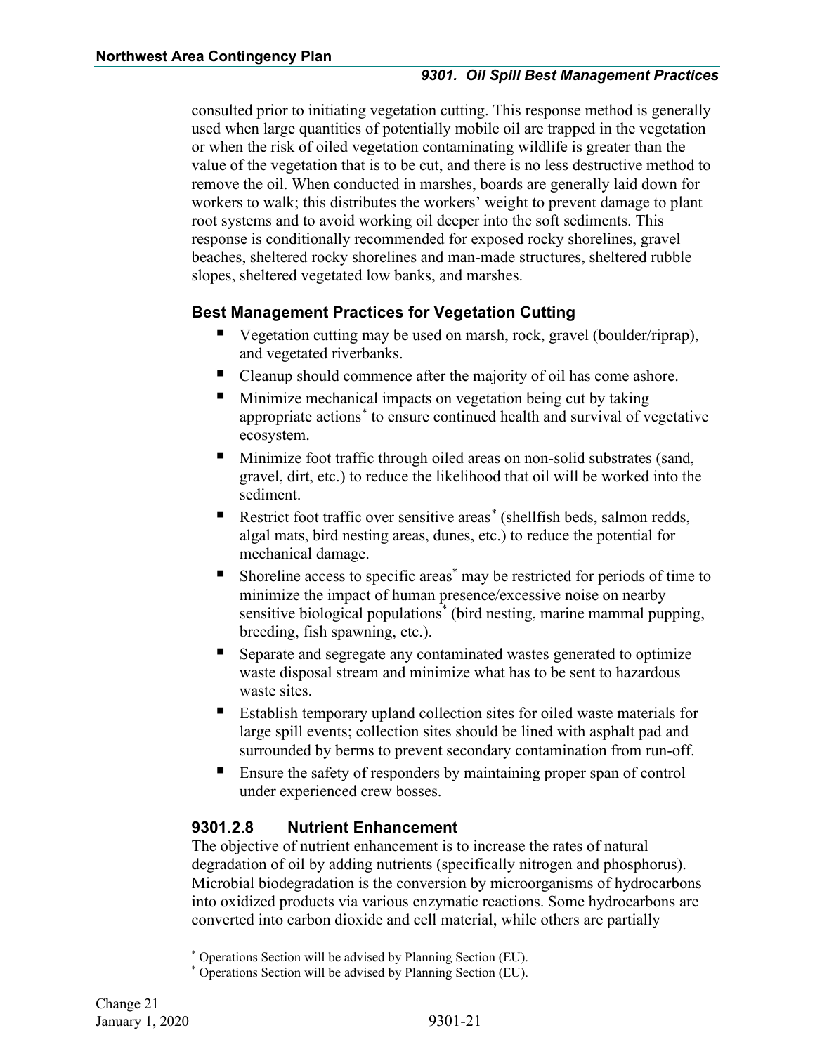consulted prior to initiating vegetation cutting. This response method is generally used when large quantities of potentially mobile oil are trapped in the vegetation or when the risk of oiled vegetation contaminating wildlife is greater than the value of the vegetation that is to be cut, and there is no less destructive method to remove the oil. When conducted in marshes, boards are generally laid down for workers to walk; this distributes the workers' weight to prevent damage to plant root systems and to avoid working oil deeper into the soft sediments. This response is conditionally recommended for exposed rocky shorelines, gravel beaches, sheltered rocky shorelines and man-made structures, sheltered rubble slopes, sheltered vegetated low banks, and marshes.

### Best Management Practices for Vegetation Cutting

- Vegetation cutting may be used on marsh, rock, gravel (boulder/riprap), and vegetated riverbanks.
- Cleanup should commence after the majority of oil has come ashore.
- Minimize mechanical impacts on vegetation being cut by taking appropriate actions* to ensure continued health and survival of vegetative ecosystem.
- Minimize foot traffic through oiled areas on non-solid substrates (sand, gravel, dirt, etc.) to reduce the likelihood that oil will be worked into the sediment.
- Restrict foot traffic over sensitive areas* (shellfish beds, salmon redds, algal mats, bird nesting areas, dunes, etc.) to reduce the potential for mechanical damage.
- Shoreline access to specific areas* may be restricted for periods of time to minimize the impact of human presence/excessive noise on nearby sensitive biological populations* (bird nesting, marine mammal pupping, breeding, fish spawning, etc.).
- Separate and segregate any contaminated wastes generated to optimize waste disposal stream and minimize what has to be sent to hazardous waste sites.
- Establish temporary upland collection sites for oiled waste materials for large spill events; collection sites should be lined with asphalt pad and surrounded by berms to prevent secondary contamination from run-off.
- Ensure the safety of responders by maintaining proper span of control under experienced crew bosses.

## 9301.2.8 Nutrient Enhancement

The objective of nutrient enhancement is to increase the rates of natural degradation of oil by adding nutrients (specifically nitrogen and phosphorus). Microbial biodegradation is the conversion by microorganisms of hydrocarbons into oxidized products via various enzymatic reactions. Some hydrocarbons are converted into carbon dioxide and cell material, while others are partially

---

* Operations Section will be advised by Planning Section (EU).
* Operations Section will be advised by Planning Section (EU).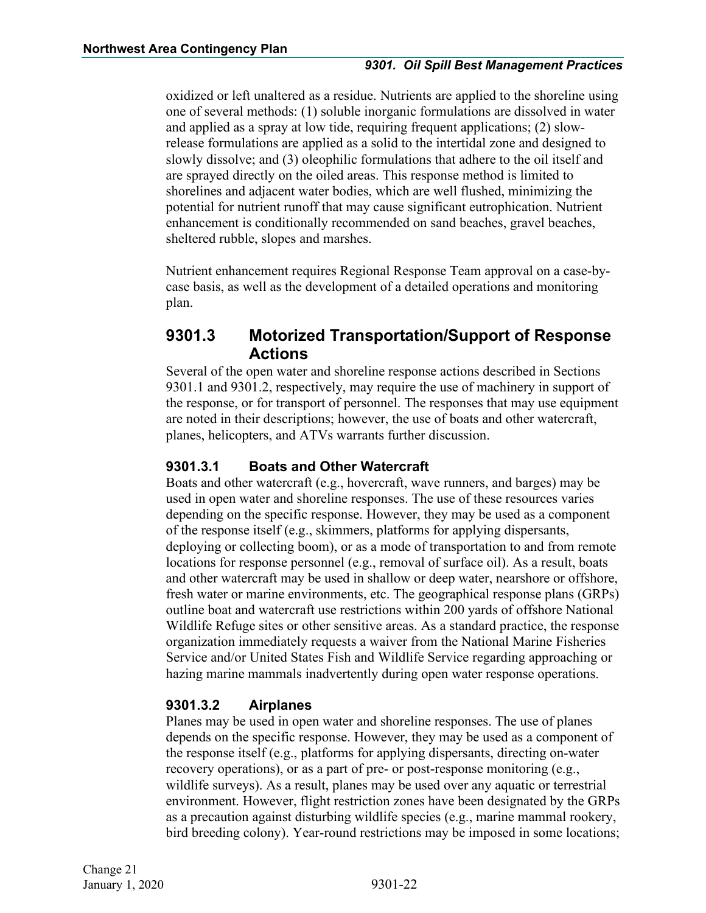oxidized or left unaltered as a residue. Nutrients are applied to the shoreline using one of several methods: (1) soluble inorganic formulations are dissolved in water and applied as a spray at low tide, requiring frequent applications; (2) slow-release formulations are applied as a solid to the intertidal zone and designed to slowly dissolve; and (3) oleophilic formulations that adhere to the oil itself and are sprayed directly on the oiled areas. This response method is limited to shorelines and adjacent water bodies, which are well flushed, minimizing the potential for nutrient runoff that may cause significant eutrophication. Nutrient enhancement is conditionally recommended on sand beaches, gravel beaches, sheltered rubble, slopes and marshes.

Nutrient enhancement requires Regional Response Team approval on a case-by-case basis, as well as the development of a detailed operations and monitoring plan.

## 9301.3 Motorized Transportation/Support of Response Actions

Several of the open water and shoreline response actions described in Sections 9301.1 and 9301.2, respectively, may require the use of machinery in support of the response, or for transport of personnel. The responses that may use equipment are noted in their descriptions; however, the use of boats and other watercraft, planes, helicopters, and ATVs warrants further discussion.

### 9301.3.1 Boats and Other Watercraft

Boats and other watercraft (e.g., hovercraft, wave runners, and barges) may be used in open water and shoreline responses. The use of these resources varies depending on the specific response. However, they may be used as a component of the response itself (e.g., skimmers, platforms for applying dispersants, deploying or collecting boom), or as a mode of transportation to and from remote locations for response personnel (e.g., removal of surface oil). As a result, boats and other watercraft may be used in shallow or deep water, nearshore or offshore, fresh water or marine environments, etc. The geographical response plans (GRPs) outline boat and watercraft use restrictions within 200 yards of offshore National Wildlife Refuge sites or other sensitive areas. As a standard practice, the response organization immediately requests a waiver from the National Marine Fisheries Service and/or United States Fish and Wildlife Service regarding approaching or hazing marine mammals inadvertently during open water response operations.

### 9301.3.2 Airplanes

Planes may be used in open water and shoreline responses. The use of planes depends on the specific response. However, they may be used as a component of the response itself (e.g., platforms for applying dispersants, directing on-water recovery operations), or as a part of pre- or post-response monitoring (e.g., wildlife surveys). As a result, planes may be used over any aquatic or terrestrial environment. However, flight restriction zones have been designated by the GRPs as a precaution against disturbing wildlife species (e.g., marine mammal rookery, bird breeding colony). Year-round restrictions may be imposed in some locations;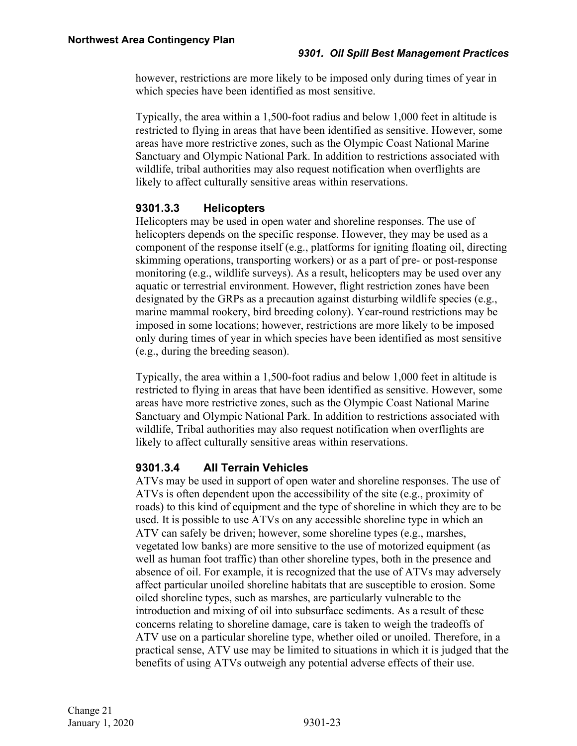however, restrictions are more likely to be imposed only during times of year in which species have been identified as most sensitive.

Typically, the area within a 1,500-foot radius and below 1,000 feet in altitude is restricted to flying in areas that have been identified as sensitive. However, some areas have more restrictive zones, such as the Olympic Coast National Marine Sanctuary and Olympic National Park. In addition to restrictions associated with wildlife, tribal authorities may also request notification when overflights are likely to affect culturally sensitive areas within reservations.

### 9301.3.3 Helicopters

Helicopters may be used in open water and shoreline responses. The use of helicopters depends on the specific response. However, they may be used as a component of the response itself (e.g., platforms for igniting floating oil, directing skimming operations, transporting workers) or as a part of pre- or post-response monitoring (e.g., wildlife surveys). As a result, helicopters may be used over any aquatic or terrestrial environment. However, flight restriction zones have been designated by the GRPs as a precaution against disturbing wildlife species (e.g., marine mammal rookery, bird breeding colony). Year-round restrictions may be imposed in some locations; however, restrictions are more likely to be imposed only during times of year in which species have been identified as most sensitive (e.g., during the breeding season).

Typically, the area within a 1,500-foot radius and below 1,000 feet in altitude is restricted to flying in areas that have been identified as sensitive. However, some areas have more restrictive zones, such as the Olympic Coast National Marine Sanctuary and Olympic National Park. In addition to restrictions associated with wildlife, Tribal authorities may also request notification when overflights are likely to affect culturally sensitive areas within reservations.

### 9301.3.4 All Terrain Vehicles

ATVs may be used in support of open water and shoreline responses. The use of ATVs is often dependent upon the accessibility of the site (e.g., proximity of roads) to this kind of equipment and the type of shoreline in which they are to be used. It is possible to use ATVs on any accessible shoreline type in which an ATV can safely be driven; however, some shoreline types (e.g., marshes, vegetated low banks) are more sensitive to the use of motorized equipment (as well as human foot traffic) than other shoreline types, both in the presence and absence of oil. For example, it is recognized that the use of ATVs may adversely affect particular unoiled shoreline habitats that are susceptible to erosion. Some oiled shoreline types, such as marshes, are particularly vulnerable to the introduction and mixing of oil into subsurface sediments. As a result of these concerns relating to shoreline damage, care is taken to weigh the tradeoffs of ATV use on a particular shoreline type, whether oiled or unoiled. Therefore, in a practical sense, ATV use may be limited to situations in which it is judged that the benefits of using ATVs outweigh any potential adverse effects of their use.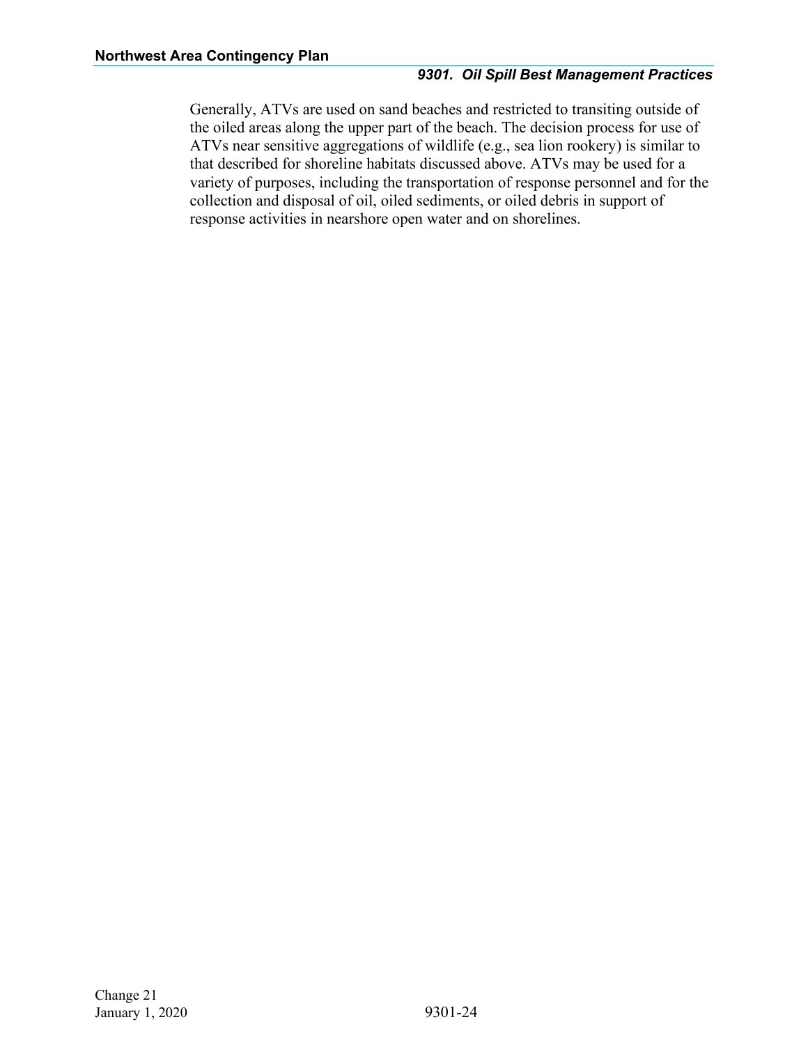Generally, ATVs are used on sand beaches and restricted to transiting outside of the oiled areas along the upper part of the beach. The decision process for use of ATVs near sensitive aggregations of wildlife (e.g., sea lion rookery) is similar to that described for shoreline habitats discussed above. ATVs may be used for a variety of purposes, including the transportation of response personnel and for the collection and disposal of oil, oiled sediments, or oiled debris in support of response activities in nearshore open water and on shorelines.